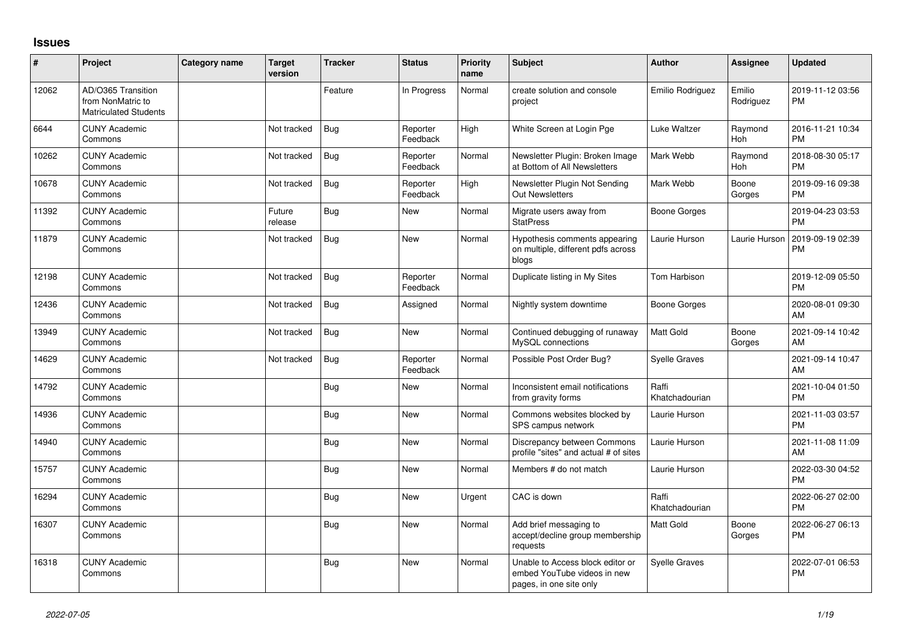## Issues

| # | Project | Category name | Target version | Tracker | Status | Priority name | Subject | Author | Assignee | Updated |
|---|---|---|---|---|---|---|---|---|---|---|
| 12062 | AD/O365 Transition from NonMatric to Matriculated Students | | | Feature | In Progress | Normal | create solution and console project | Emilio Rodriguez | Emilio Rodriguez | 2019-11-12 03:56 PM |
| 6644 | CUNY Academic Commons | | Not tracked | Bug | Reporter Feedback | High | White Screen at Login Pge | Luke Waltzer | Raymond Hoh | 2016-11-21 10:34 PM |
| 10262 | CUNY Academic Commons | | Not tracked | Bug | Reporter Feedback | Normal | Newsletter Plugin: Broken Image at Bottom of All Newsletters | Mark Webb | Raymond Hoh | 2018-08-30 05:17 PM |
| 10678 | CUNY Academic Commons | | Not tracked | Bug | Reporter Feedback | High | Newsletter Plugin Not Sending Out Newsletters | Mark Webb | Boone Gorges | 2019-09-16 09:38 PM |
| 11392 | CUNY Academic Commons | | Future release | Bug | New | Normal | Migrate users away from StatPress | Boone Gorges | | 2019-04-23 03:53 PM |
| 11879 | CUNY Academic Commons | | Not tracked | Bug | New | Normal | Hypothesis comments appearing on multiple, different pdfs across blogs | Laurie Hurson | Laurie Hurson | 2019-09-19 02:39 PM |
| 12198 | CUNY Academic Commons | | Not tracked | Bug | Reporter Feedback | Normal | Duplicate listing in My Sites | Tom Harbison | | 2019-12-09 05:50 PM |
| 12436 | CUNY Academic Commons | | Not tracked | Bug | Assigned | Normal | Nightly system downtime | Boone Gorges | | 2020-08-01 09:30 AM |
| 13949 | CUNY Academic Commons | | Not tracked | Bug | New | Normal | Continued debugging of runaway MySQL connections | Matt Gold | Boone Gorges | 2021-09-14 10:42 AM |
| 14629 | CUNY Academic Commons | | Not tracked | Bug | Reporter Feedback | Normal | Possible Post Order Bug? | Syelle Graves | | 2021-09-14 10:47 AM |
| 14792 | CUNY Academic Commons | | | Bug | New | Normal | Inconsistent email notifications from gravity forms | Raffi Khatchadourian | | 2021-10-04 01:50 PM |
| 14936 | CUNY Academic Commons | | | Bug | New | Normal | Commons websites blocked by SPS campus network | Laurie Hurson | | 2021-11-03 03:57 PM |
| 14940 | CUNY Academic Commons | | | Bug | New | Normal | Discrepancy between Commons profile "sites" and actual # of sites | Laurie Hurson | | 2021-11-08 11:09 AM |
| 15757 | CUNY Academic Commons | | | Bug | New | Normal | Members # do not match | Laurie Hurson | | 2022-03-30 04:52 PM |
| 16294 | CUNY Academic Commons | | | Bug | New | Urgent | CAC is down | Raffi Khatchadourian | | 2022-06-27 02:00 PM |
| 16307 | CUNY Academic Commons | | | Bug | New | Normal | Add brief messaging to accept/decline group membership requests | Matt Gold | Boone Gorges | 2022-06-27 06:13 PM |
| 16318 | CUNY Academic Commons | | | Bug | New | Normal | Unable to Access block editor or embed YouTube videos in new pages, in one site only | Syelle Graves | | 2022-07-01 06:53 PM |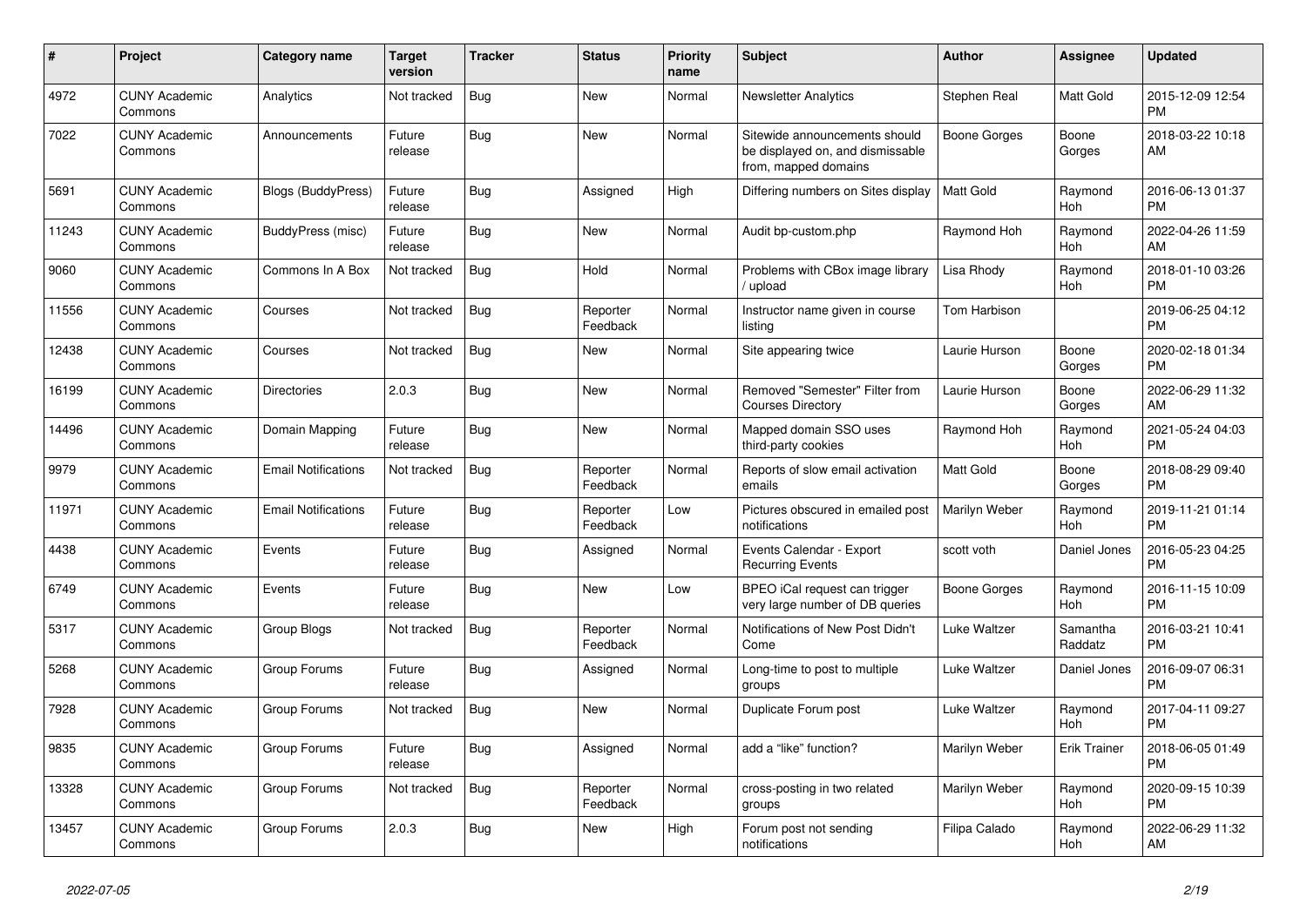| # | Project | Category name | Target version | Tracker | Status | Priority name | Subject | Author | Assignee | Updated |
|---|---|---|---|---|---|---|---|---|---|---|
| 4972 | CUNY Academic Commons | Analytics | Not tracked | Bug | New | Normal | Newsletter Analytics | Stephen Real | Matt Gold | 2015-12-09 12:54 PM |
| 7022 | CUNY Academic Commons | Announcements | Future release | Bug | New | Normal | Sitewide announcements should be displayed on, and dismissable from, mapped domains | Boone Gorges | Boone Gorges | 2018-03-22 10:18 AM |
| 5691 | CUNY Academic Commons | Blogs (BuddyPress) | Future release | Bug | Assigned | High | Differing numbers on Sites display | Matt Gold | Raymond Hoh | 2016-06-13 01:37 PM |
| 11243 | CUNY Academic Commons | BuddyPress (misc) | Future release | Bug | New | Normal | Audit bp-custom.php | Raymond Hoh | Raymond Hoh | 2022-04-26 11:59 AM |
| 9060 | CUNY Academic Commons | Commons In A Box | Not tracked | Bug | Hold | Normal | Problems with CBox image library / upload | Lisa Rhody | Raymond Hoh | 2018-01-10 03:26 PM |
| 11556 | CUNY Academic Commons | Courses | Not tracked | Bug | Reporter Feedback | Normal | Instructor name given in course listing | Tom Harbison | | 2019-06-25 04:12 PM |
| 12438 | CUNY Academic Commons | Courses | Not tracked | Bug | New | Normal | Site appearing twice | Laurie Hurson | Boone Gorges | 2020-02-18 01:34 PM |
| 16199 | CUNY Academic Commons | Directories | 2.0.3 | Bug | New | Normal | Removed "Semester" Filter from Courses Directory | Laurie Hurson | Boone Gorges | 2022-06-29 11:32 AM |
| 14496 | CUNY Academic Commons | Domain Mapping | Future release | Bug | New | Normal | Mapped domain SSO uses third-party cookies | Raymond Hoh | Raymond Hoh | 2021-05-24 04:03 PM |
| 9979 | CUNY Academic Commons | Email Notifications | Not tracked | Bug | Reporter Feedback | Normal | Reports of slow email activation emails | Matt Gold | Boone Gorges | 2018-08-29 09:40 PM |
| 11971 | CUNY Academic Commons | Email Notifications | Future release | Bug | Reporter Feedback | Low | Pictures obscured in emailed post notifications | Marilyn Weber | Raymond Hoh | 2019-11-21 01:14 PM |
| 4438 | CUNY Academic Commons | Events | Future release | Bug | Assigned | Normal | Events Calendar - Export Recurring Events | scott voth | Daniel Jones | 2016-05-23 04:25 PM |
| 6749 | CUNY Academic Commons | Events | Future release | Bug | New | Low | BPEO iCal request can trigger very large number of DB queries | Boone Gorges | Raymond Hoh | 2016-11-15 10:09 PM |
| 5317 | CUNY Academic Commons | Group Blogs | Not tracked | Bug | Reporter Feedback | Normal | Notifications of New Post Didn't Come | Luke Waltzer | Samantha Raddatz | 2016-03-21 10:41 PM |
| 5268 | CUNY Academic Commons | Group Forums | Future release | Bug | Assigned | Normal | Long-time to post to multiple groups | Luke Waltzer | Daniel Jones | 2016-09-07 06:31 PM |
| 7928 | CUNY Academic Commons | Group Forums | Not tracked | Bug | New | Normal | Duplicate Forum post | Luke Waltzer | Raymond Hoh | 2017-04-11 09:27 PM |
| 9835 | CUNY Academic Commons | Group Forums | Future release | Bug | Assigned | Normal | add a "like" function? | Marilyn Weber | Erik Trainer | 2018-06-05 01:49 PM |
| 13328 | CUNY Academic Commons | Group Forums | Not tracked | Bug | Reporter Feedback | Normal | cross-posting in two related groups | Marilyn Weber | Raymond Hoh | 2020-09-15 10:39 PM |
| 13457 | CUNY Academic Commons | Group Forums | 2.0.3 | Bug | New | High | Forum post not sending notifications | Filipa Calado | Raymond Hoh | 2022-06-29 11:32 AM |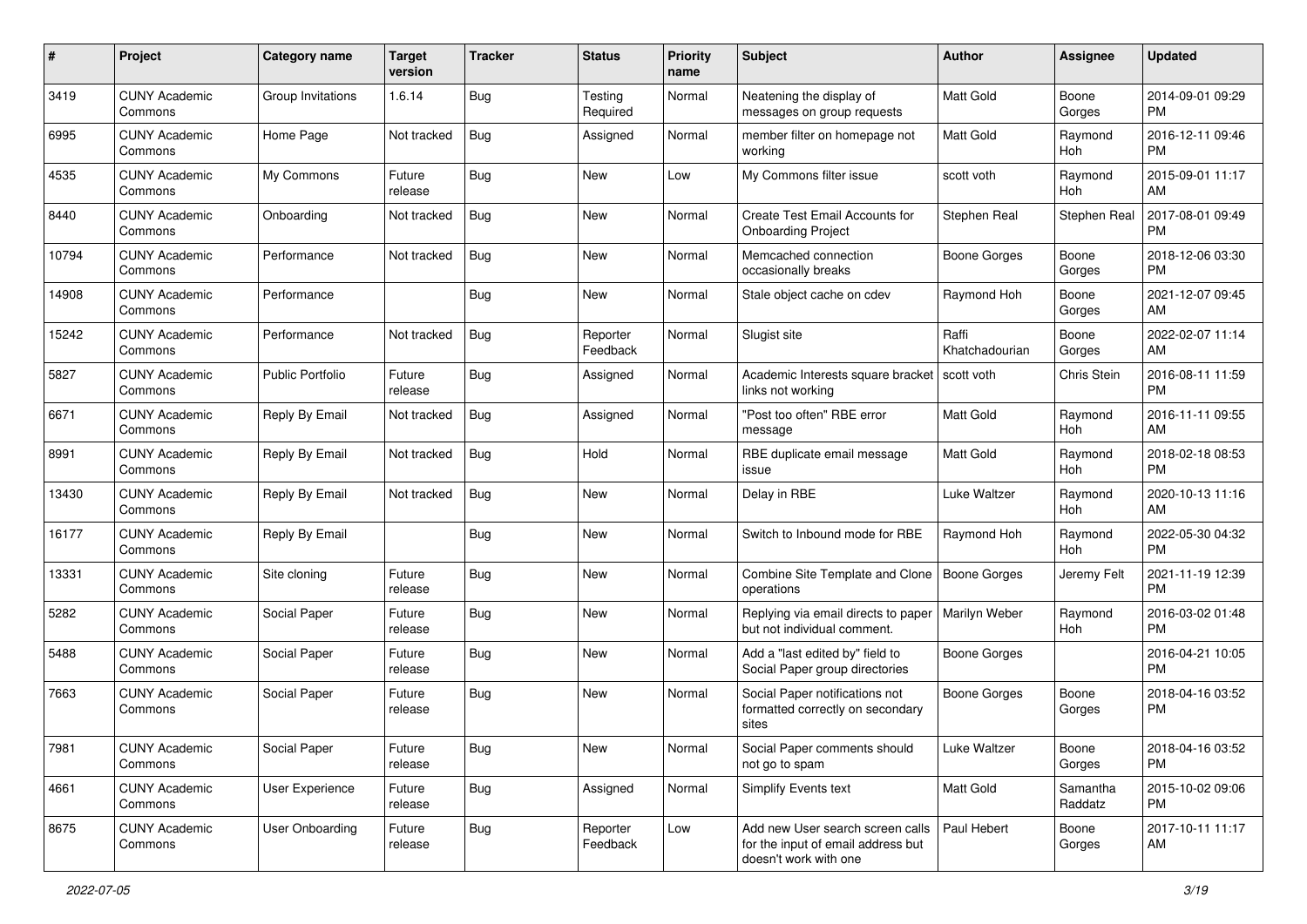| # | Project | Category name | Target version | Tracker | Status | Priority name | Subject | Author | Assignee | Updated |
|---|---|---|---|---|---|---|---|---|---|---|
| 3419 | CUNY Academic Commons | Group Invitations | 1.6.14 | Bug | Testing Required | Normal | Neatening the display of messages on group requests | Matt Gold | Boone Gorges | 2014-09-01 09:29 PM |
| 6995 | CUNY Academic Commons | Home Page | Not tracked | Bug | Assigned | Normal | member filter on homepage not working | Matt Gold | Raymond Hoh | 2016-12-11 09:46 PM |
| 4535 | CUNY Academic Commons | My Commons | Future release | Bug | New | Low | My Commons filter issue | scott voth | Raymond Hoh | 2015-09-01 11:17 AM |
| 8440 | CUNY Academic Commons | Onboarding | Not tracked | Bug | New | Normal | Create Test Email Accounts for Onboarding Project | Stephen Real | Stephen Real | 2017-08-01 09:49 PM |
| 10794 | CUNY Academic Commons | Performance | Not tracked | Bug | New | Normal | Memcached connection occasionally breaks | Boone Gorges | Boone Gorges | 2018-12-06 03:30 PM |
| 14908 | CUNY Academic Commons | Performance | | Bug | New | Normal | Stale object cache on cdev | Raymond Hoh | Boone Gorges | 2021-12-07 09:45 AM |
| 15242 | CUNY Academic Commons | Performance | Not tracked | Bug | Reporter Feedback | Normal | Slugist site | Raffi Khatchadourian | Boone Gorges | 2022-02-07 11:14 AM |
| 5827 | CUNY Academic Commons | Public Portfolio | Future release | Bug | Assigned | Normal | Academic Interests square bracket links not working | scott voth | Chris Stein | 2016-08-11 11:59 PM |
| 6671 | CUNY Academic Commons | Reply By Email | Not tracked | Bug | Assigned | Normal | "Post too often" RBE error message | Matt Gold | Raymond Hoh | 2016-11-11 09:55 AM |
| 8991 | CUNY Academic Commons | Reply By Email | Not tracked | Bug | Hold | Normal | RBE duplicate email message issue | Matt Gold | Raymond Hoh | 2018-02-18 08:53 PM |
| 13430 | CUNY Academic Commons | Reply By Email | Not tracked | Bug | New | Normal | Delay in RBE | Luke Waltzer | Raymond Hoh | 2020-10-13 11:16 AM |
| 16177 | CUNY Academic Commons | Reply By Email | | Bug | New | Normal | Switch to Inbound mode for RBE | Raymond Hoh | Raymond Hoh | 2022-05-30 04:32 PM |
| 13331 | CUNY Academic Commons | Site cloning | Future release | Bug | New | Normal | Combine Site Template and Clone operations | Boone Gorges | Jeremy Felt | 2021-11-19 12:39 PM |
| 5282 | CUNY Academic Commons | Social Paper | Future release | Bug | New | Normal | Replying via email directs to paper but not individual comment. | Marilyn Weber | Raymond Hoh | 2016-03-02 01:48 PM |
| 5488 | CUNY Academic Commons | Social Paper | Future release | Bug | New | Normal | Add a "last edited by" field to Social Paper group directories | Boone Gorges | | 2016-04-21 10:05 PM |
| 7663 | CUNY Academic Commons | Social Paper | Future release | Bug | New | Normal | Social Paper notifications not formatted correctly on secondary sites | Boone Gorges | Boone Gorges | 2018-04-16 03:52 PM |
| 7981 | CUNY Academic Commons | Social Paper | Future release | Bug | New | Normal | Social Paper comments should not go to spam | Luke Waltzer | Boone Gorges | 2018-04-16 03:52 PM |
| 4661 | CUNY Academic Commons | User Experience | Future release | Bug | Assigned | Normal | Simplify Events text | Matt Gold | Samantha Raddatz | 2015-10-02 09:06 PM |
| 8675 | CUNY Academic Commons | User Onboarding | Future release | Bug | Reporter Feedback | Low | Add new User search screen calls for the input of email address but doesn't work with one | Paul Hebert | Boone Gorges | 2017-10-11 11:17 AM |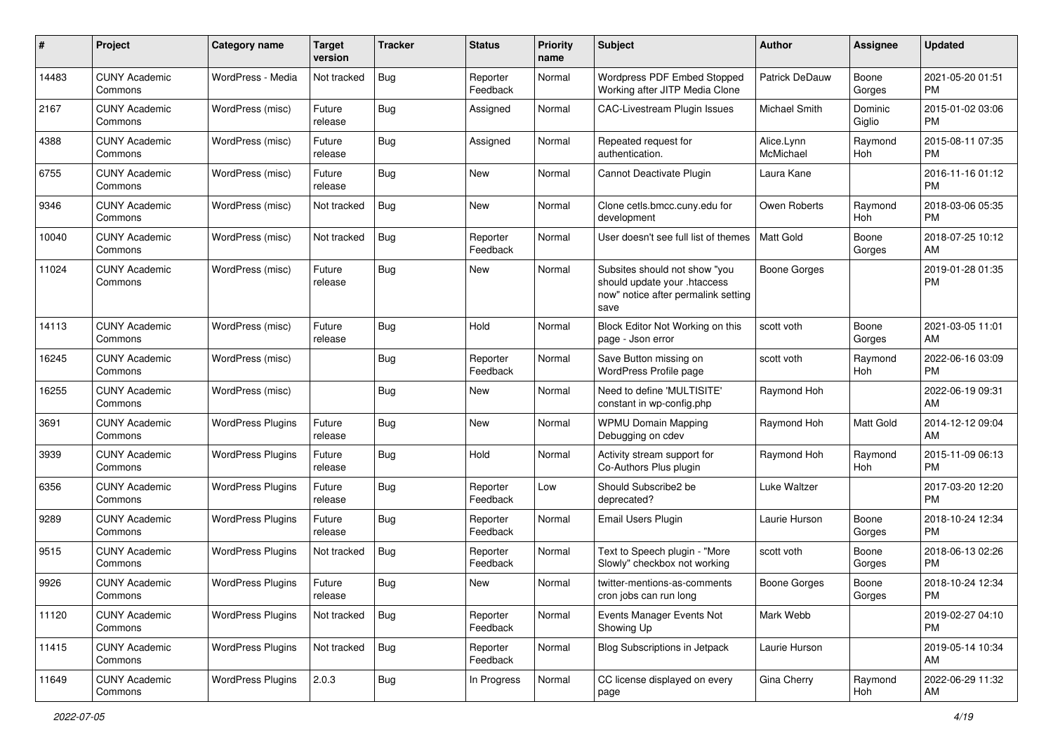| # | Project | Category name | Target version | Tracker | Status | Priority name | Subject | Author | Assignee | Updated |
|---|---|---|---|---|---|---|---|---|---|---|
| 14483 | CUNY Academic Commons | WordPress - Media | Not tracked | Bug | Reporter Feedback | Normal | Wordpress PDF Embed Stopped Working after JITP Media Clone | Patrick DeDauw | Boone Gorges | 2021-05-20 01:51 PM |
| 2167 | CUNY Academic Commons | WordPress (misc) | Future release | Bug | Assigned | Normal | CAC-Livestream Plugin Issues | Michael Smith | Dominic Giglio | 2015-01-02 03:06 PM |
| 4388 | CUNY Academic Commons | WordPress (misc) | Future release | Bug | Assigned | Normal | Repeated request for authentication. | Alice.Lynn McMichael | Raymond Hoh | 2015-08-11 07:35 PM |
| 6755 | CUNY Academic Commons | WordPress (misc) | Future release | Bug | New | Normal | Cannot Deactivate Plugin | Laura Kane | | 2016-11-16 01:12 PM |
| 9346 | CUNY Academic Commons | WordPress (misc) | Not tracked | Bug | New | Normal | Clone cetls.bmcc.cuny.edu for development | Owen Roberts | Raymond Hoh | 2018-03-06 05:35 PM |
| 10040 | CUNY Academic Commons | WordPress (misc) | Not tracked | Bug | Reporter Feedback | Normal | User doesn't see full list of themes | Matt Gold | Boone Gorges | 2018-07-25 10:12 AM |
| 11024 | CUNY Academic Commons | WordPress (misc) | Future release | Bug | New | Normal | Subsites should not show "you should update your .htaccess now" notice after permalink setting save | Boone Gorges | | 2019-01-28 01:35 PM |
| 14113 | CUNY Academic Commons | WordPress (misc) | Future release | Bug | Hold | Normal | Block Editor Not Working on this page - Json error | scott voth | Boone Gorges | 2021-03-05 11:01 AM |
| 16245 | CUNY Academic Commons | WordPress (misc) | | Bug | Reporter Feedback | Normal | Save Button missing on WordPress Profile page | scott voth | Raymond Hoh | 2022-06-16 03:09 PM |
| 16255 | CUNY Academic Commons | WordPress (misc) | | Bug | New | Normal | Need to define 'MULTISITE' constant in wp-config.php | Raymond Hoh | | 2022-06-19 09:31 AM |
| 3691 | CUNY Academic Commons | WordPress Plugins | Future release | Bug | New | Normal | WPMU Domain Mapping Debugging on cdev | Raymond Hoh | Matt Gold | 2014-12-12 09:04 AM |
| 3939 | CUNY Academic Commons | WordPress Plugins | Future release | Bug | Hold | Normal | Activity stream support for Co-Authors Plus plugin | Raymond Hoh | Raymond Hoh | 2015-11-09 06:13 PM |
| 6356 | CUNY Academic Commons | WordPress Plugins | Future release | Bug | Reporter Feedback | Low | Should Subscribe2 be deprecated? | Luke Waltzer | | 2017-03-20 12:20 PM |
| 9289 | CUNY Academic Commons | WordPress Plugins | Future release | Bug | Reporter Feedback | Normal | Email Users Plugin | Laurie Hurson | Boone Gorges | 2018-10-24 12:34 PM |
| 9515 | CUNY Academic Commons | WordPress Plugins | Not tracked | Bug | Reporter Feedback | Normal | Text to Speech plugin - "More Slowly" checkbox not working | scott voth | Boone Gorges | 2018-06-13 02:26 PM |
| 9926 | CUNY Academic Commons | WordPress Plugins | Future release | Bug | New | Normal | twitter-mentions-as-comments cron jobs can run long | Boone Gorges | Boone Gorges | 2018-10-24 12:34 PM |
| 11120 | CUNY Academic Commons | WordPress Plugins | Not tracked | Bug | Reporter Feedback | Normal | Events Manager Events Not Showing Up | Mark Webb | | 2019-02-27 04:10 PM |
| 11415 | CUNY Academic Commons | WordPress Plugins | Not tracked | Bug | Reporter Feedback | Normal | Blog Subscriptions in Jetpack | Laurie Hurson | | 2019-05-14 10:34 AM |
| 11649 | CUNY Academic Commons | WordPress Plugins | 2.0.3 | Bug | In Progress | Normal | CC license displayed on every page | Gina Cherry | Raymond Hoh | 2022-06-29 11:32 AM |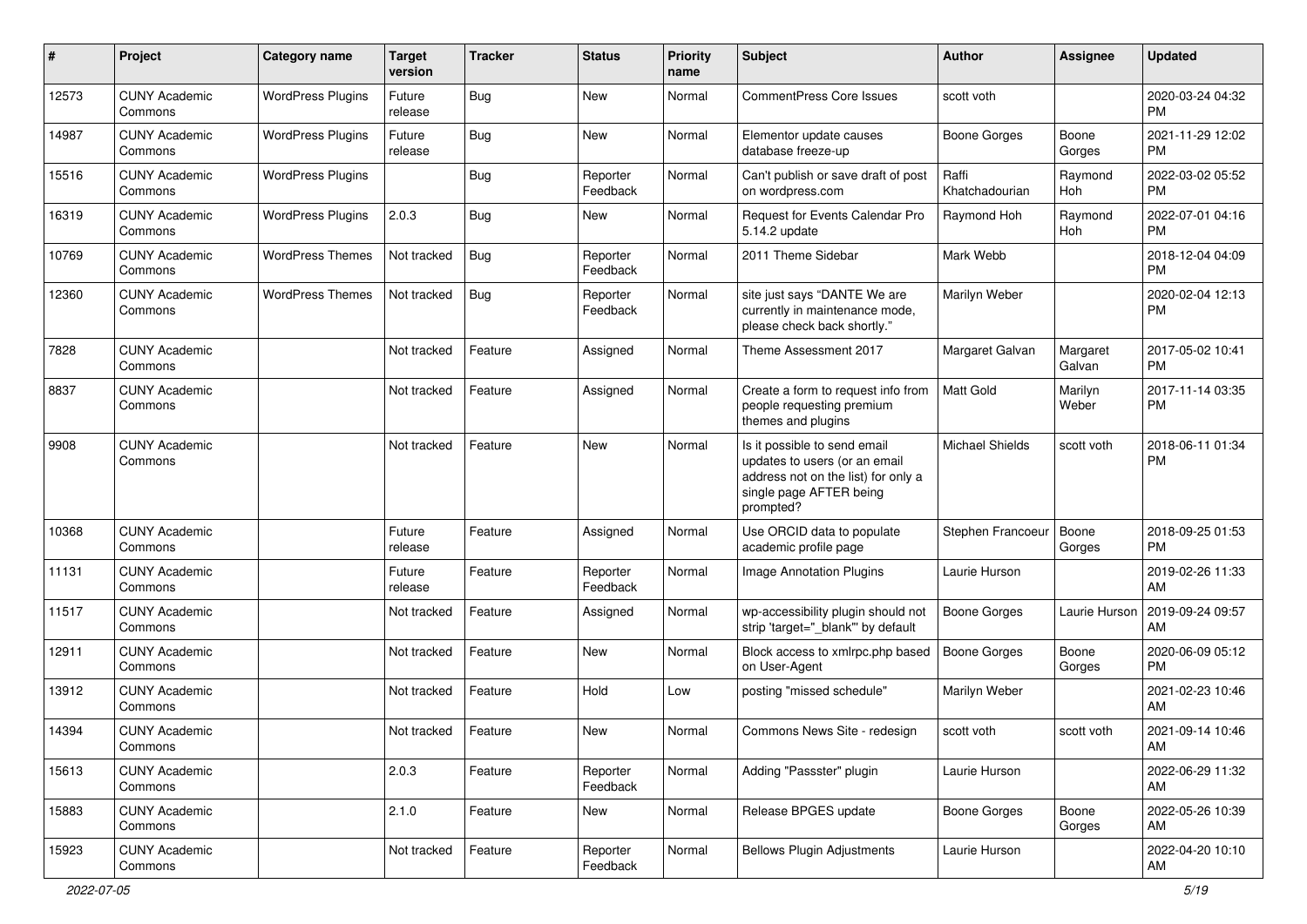| # | Project | Category name | Target version | Tracker | Status | Priority name | Subject | Author | Assignee | Updated |
|---|---|---|---|---|---|---|---|---|---|---|
| 12573 | CUNY Academic Commons | WordPress Plugins | Future release | Bug | New | Normal | CommentPress Core Issues | scott voth | | 2020-03-24 04:32 PM |
| 14987 | CUNY Academic Commons | WordPress Plugins | Future release | Bug | New | Normal | Elementor update causes database freeze-up | Boone Gorges | Boone Gorges | 2021-11-29 12:02 PM |
| 15516 | CUNY Academic Commons | WordPress Plugins | | Bug | Reporter Feedback | Normal | Can't publish or save draft of post on wordpress.com | Raffi Khatchadourian | Raymond Hoh | 2022-03-02 05:52 PM |
| 16319 | CUNY Academic Commons | WordPress Plugins | 2.0.3 | Bug | New | Normal | Request for Events Calendar Pro 5.14.2 update | Raymond Hoh | Raymond Hoh | 2022-07-01 04:16 PM |
| 10769 | CUNY Academic Commons | WordPress Themes | Not tracked | Bug | Reporter Feedback | Normal | 2011 Theme Sidebar | Mark Webb | | 2018-12-04 04:09 PM |
| 12360 | CUNY Academic Commons | WordPress Themes | Not tracked | Bug | Reporter Feedback | Normal | site just says "DANTE We are currently in maintenance mode, please check back shortly." | Marilyn Weber | | 2020-02-04 12:13 PM |
| 7828 | CUNY Academic Commons | | Not tracked | Feature | Assigned | Normal | Theme Assessment 2017 | Margaret Galvan | Margaret Galvan | 2017-05-02 10:41 PM |
| 8837 | CUNY Academic Commons | | Not tracked | Feature | Assigned | Normal | Create a form to request info from people requesting premium themes and plugins | Matt Gold | Marilyn Weber | 2017-11-14 03:35 PM |
| 9908 | CUNY Academic Commons | | Not tracked | Feature | New | Normal | Is it possible to send email updates to users (or an email address not on the list) for only a single page AFTER being prompted? | Michael Shields | scott voth | 2018-06-11 01:34 PM |
| 10368 | CUNY Academic Commons | | Future release | Feature | Assigned | Normal | Use ORCID data to populate academic profile page | Stephen Francoeur | Boone Gorges | 2018-09-25 01:53 PM |
| 11131 | CUNY Academic Commons | | Future release | Feature | Reporter Feedback | Normal | Image Annotation Plugins | Laurie Hurson | | 2019-02-26 11:33 AM |
| 11517 | CUNY Academic Commons | | Not tracked | Feature | Assigned | Normal | wp-accessibility plugin should not strip 'target="_blank"' by default | Boone Gorges | Laurie Hurson | 2019-09-24 09:57 AM |
| 12911 | CUNY Academic Commons | | Not tracked | Feature | New | Normal | Block access to xmlrpc.php based on User-Agent | Boone Gorges | Boone Gorges | 2020-06-09 05:12 PM |
| 13912 | CUNY Academic Commons | | Not tracked | Feature | Hold | Low | posting "missed schedule" | Marilyn Weber | | 2021-02-23 10:46 AM |
| 14394 | CUNY Academic Commons | | Not tracked | Feature | New | Normal | Commons News Site - redesign | scott voth | scott voth | 2021-09-14 10:46 AM |
| 15613 | CUNY Academic Commons | | 2.0.3 | Feature | Reporter Feedback | Normal | Adding "Passster" plugin | Laurie Hurson | | 2022-06-29 11:32 AM |
| 15883 | CUNY Academic Commons | | 2.1.0 | Feature | New | Normal | Release BPGES update | Boone Gorges | Boone Gorges | 2022-05-26 10:39 AM |
| 15923 | CUNY Academic Commons | | Not tracked | Feature | Reporter Feedback | Normal | Bellows Plugin Adjustments | Laurie Hurson | | 2022-04-20 10:10 AM |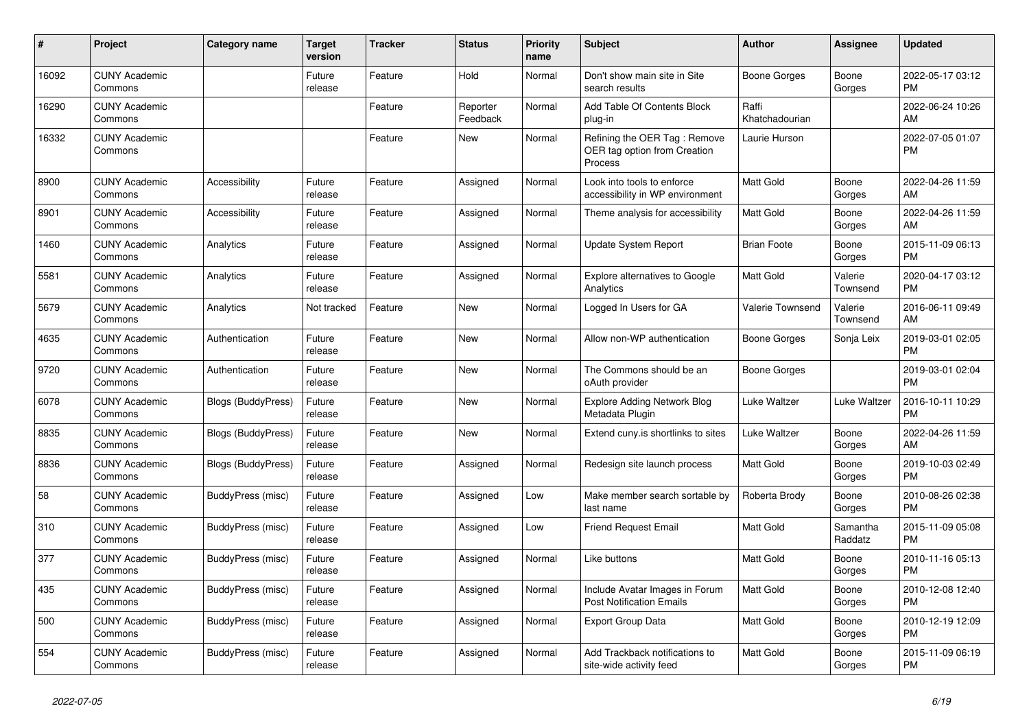| # | Project | Category name | Target version | Tracker | Status | Priority name | Subject | Author | Assignee | Updated |
|---|---|---|---|---|---|---|---|---|---|---|
| 16092 | CUNY Academic Commons | | Future release | Feature | Hold | Normal | Don't show main site in Site search results | Boone Gorges | Boone Gorges | 2022-05-17 03:12 PM |
| 16290 | CUNY Academic Commons | | | Feature | Reporter Feedback | Normal | Add Table Of Contents Block plug-in | Raffi Khatchadourian | | 2022-06-24 10:26 AM |
| 16332 | CUNY Academic Commons | | | Feature | New | Normal | Refining the OER Tag : Remove OER tag option from Creation Process | Laurie Hurson | | 2022-07-05 01:07 PM |
| 8900 | CUNY Academic Commons | Accessibility | Future release | Feature | Assigned | Normal | Look into tools to enforce accessibility in WP environment | Matt Gold | Boone Gorges | 2022-04-26 11:59 AM |
| 8901 | CUNY Academic Commons | Accessibility | Future release | Feature | Assigned | Normal | Theme analysis for accessibility | Matt Gold | Boone Gorges | 2022-04-26 11:59 AM |
| 1460 | CUNY Academic Commons | Analytics | Future release | Feature | Assigned | Normal | Update System Report | Brian Foote | Boone Gorges | 2015-11-09 06:13 PM |
| 5581 | CUNY Academic Commons | Analytics | Future release | Feature | Assigned | Normal | Explore alternatives to Google Analytics | Matt Gold | Valerie Townsend | 2020-04-17 03:12 PM |
| 5679 | CUNY Academic Commons | Analytics | Not tracked | Feature | New | Normal | Logged In Users for GA | Valerie Townsend | Valerie Townsend | 2016-06-11 09:49 AM |
| 4635 | CUNY Academic Commons | Authentication | Future release | Feature | New | Normal | Allow non-WP authentication | Boone Gorges | Sonja Leix | 2019-03-01 02:05 PM |
| 9720 | CUNY Academic Commons | Authentication | Future release | Feature | New | Normal | The Commons should be an oAuth provider | Boone Gorges | | 2019-03-01 02:04 PM |
| 6078 | CUNY Academic Commons | Blogs (BuddyPress) | Future release | Feature | New | Normal | Explore Adding Network Blog Metadata Plugin | Luke Waltzer | Luke Waltzer | 2016-10-11 10:29 PM |
| 8835 | CUNY Academic Commons | Blogs (BuddyPress) | Future release | Feature | New | Normal | Extend cuny.is shortlinks to sites | Luke Waltzer | Boone Gorges | 2022-04-26 11:59 AM |
| 8836 | CUNY Academic Commons | Blogs (BuddyPress) | Future release | Feature | Assigned | Normal | Redesign site launch process | Matt Gold | Boone Gorges | 2019-10-03 02:49 PM |
| 58 | CUNY Academic Commons | BuddyPress (misc) | Future release | Feature | Assigned | Low | Make member search sortable by last name | Roberta Brody | Boone Gorges | 2010-08-26 02:38 PM |
| 310 | CUNY Academic Commons | BuddyPress (misc) | Future release | Feature | Assigned | Low | Friend Request Email | Matt Gold | Samantha Raddatz | 2015-11-09 05:08 PM |
| 377 | CUNY Academic Commons | BuddyPress (misc) | Future release | Feature | Assigned | Normal | Like buttons | Matt Gold | Boone Gorges | 2010-11-16 05:13 PM |
| 435 | CUNY Academic Commons | BuddyPress (misc) | Future release | Feature | Assigned | Normal | Include Avatar Images in Forum Post Notification Emails | Matt Gold | Boone Gorges | 2010-12-08 12:40 PM |
| 500 | CUNY Academic Commons | BuddyPress (misc) | Future release | Feature | Assigned | Normal | Export Group Data | Matt Gold | Boone Gorges | 2010-12-19 12:09 PM |
| 554 | CUNY Academic Commons | BuddyPress (misc) | Future release | Feature | Assigned | Normal | Add Trackback notifications to site-wide activity feed | Matt Gold | Boone Gorges | 2015-11-09 06:19 PM |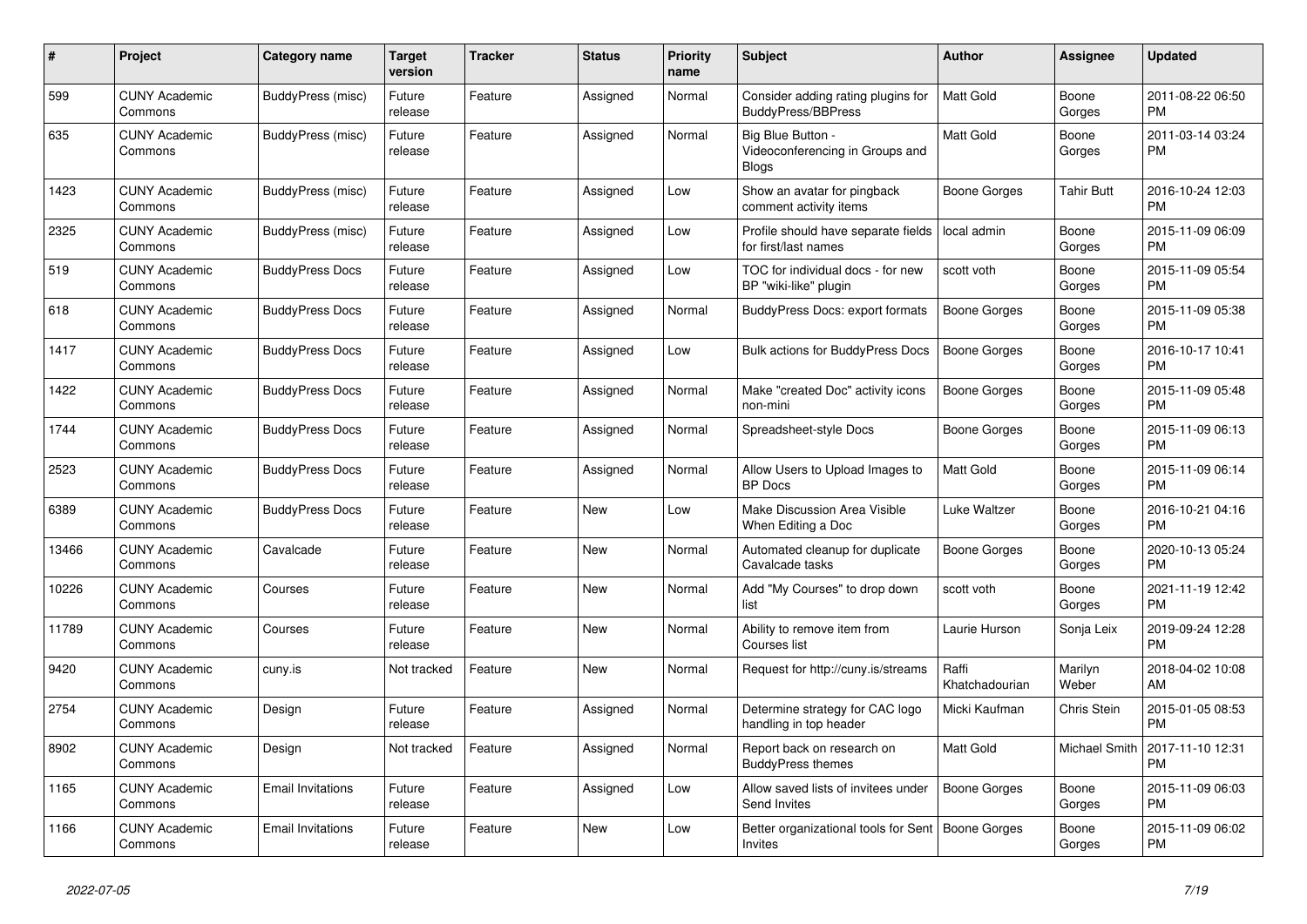| # | Project | Category name | Target version | Tracker | Status | Priority name | Subject | Author | Assignee | Updated |
|---|---|---|---|---|---|---|---|---|---|---|
| 599 | CUNY Academic Commons | BuddyPress (misc) | Future release | Feature | Assigned | Normal | Consider adding rating plugins for BuddyPress/BBPress | Matt Gold | Boone Gorges | 2011-08-22 06:50 PM |
| 635 | CUNY Academic Commons | BuddyPress (misc) | Future release | Feature | Assigned | Normal | Big Blue Button - Videoconferencing in Groups and Blogs | Matt Gold | Boone Gorges | 2011-03-14 03:24 PM |
| 1423 | CUNY Academic Commons | BuddyPress (misc) | Future release | Feature | Assigned | Low | Show an avatar for pingback comment activity items | Boone Gorges | Tahir Butt | 2016-10-24 12:03 PM |
| 2325 | CUNY Academic Commons | BuddyPress (misc) | Future release | Feature | Assigned | Low | Profile should have separate fields for first/last names | local admin | Boone Gorges | 2015-11-09 06:09 PM |
| 519 | CUNY Academic Commons | BuddyPress Docs | Future release | Feature | Assigned | Low | TOC for individual docs - for new BP "wiki-like" plugin | scott voth | Boone Gorges | 2015-11-09 05:54 PM |
| 618 | CUNY Academic Commons | BuddyPress Docs | Future release | Feature | Assigned | Normal | BuddyPress Docs: export formats | Boone Gorges | Boone Gorges | 2015-11-09 05:38 PM |
| 1417 | CUNY Academic Commons | BuddyPress Docs | Future release | Feature | Assigned | Low | Bulk actions for BuddyPress Docs | Boone Gorges | Boone Gorges | 2016-10-17 10:41 PM |
| 1422 | CUNY Academic Commons | BuddyPress Docs | Future release | Feature | Assigned | Normal | Make "created Doc" activity icons non-mini | Boone Gorges | Boone Gorges | 2015-11-09 05:48 PM |
| 1744 | CUNY Academic Commons | BuddyPress Docs | Future release | Feature | Assigned | Normal | Spreadsheet-style Docs | Boone Gorges | Boone Gorges | 2015-11-09 06:13 PM |
| 2523 | CUNY Academic Commons | BuddyPress Docs | Future release | Feature | Assigned | Normal | Allow Users to Upload Images to BP Docs | Matt Gold | Boone Gorges | 2015-11-09 06:14 PM |
| 6389 | CUNY Academic Commons | BuddyPress Docs | Future release | Feature | New | Low | Make Discussion Area Visible When Editing a Doc | Luke Waltzer | Boone Gorges | 2016-10-21 04:16 PM |
| 13466 | CUNY Academic Commons | Cavalcade | Future release | Feature | New | Normal | Automated cleanup for duplicate Cavalcade tasks | Boone Gorges | Boone Gorges | 2020-10-13 05:24 PM |
| 10226 | CUNY Academic Commons | Courses | Future release | Feature | New | Normal | Add "My Courses" to drop down list | scott voth | Boone Gorges | 2021-11-19 12:42 PM |
| 11789 | CUNY Academic Commons | Courses | Future release | Feature | New | Normal | Ability to remove item from Courses list | Laurie Hurson | Sonja Leix | 2019-09-24 12:28 PM |
| 9420 | CUNY Academic Commons | cuny.is | Not tracked | Feature | New | Normal | Request for http://cuny.is/streams | Raffi Khatchadourian | Marilyn Weber | 2018-04-02 10:08 AM |
| 2754 | CUNY Academic Commons | Design | Future release | Feature | Assigned | Normal | Determine strategy for CAC logo handling in top header | Micki Kaufman | Chris Stein | 2015-01-05 08:53 PM |
| 8902 | CUNY Academic Commons | Design | Not tracked | Feature | Assigned | Normal | Report back on research on BuddyPress themes | Matt Gold | Michael Smith | 2017-11-10 12:31 PM |
| 1165 | CUNY Academic Commons | Email Invitations | Future release | Feature | Assigned | Low | Allow saved lists of invitees under Send Invites | Boone Gorges | Boone Gorges | 2015-11-09 06:03 PM |
| 1166 | CUNY Academic Commons | Email Invitations | Future release | Feature | New | Low | Better organizational tools for Sent Invites | Boone Gorges | Boone Gorges | 2015-11-09 06:02 PM |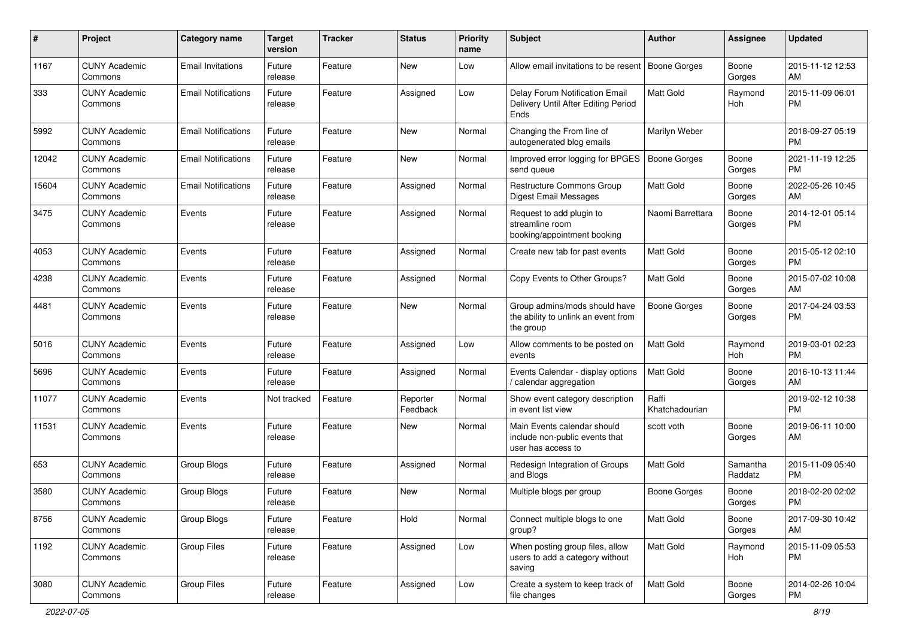| # | Project | Category name | Target version | Tracker | Status | Priority name | Subject | Author | Assignee | Updated |
|---|---|---|---|---|---|---|---|---|---|---|
| 1167 | CUNY Academic Commons | Email Invitations | Future release | Feature | New | Low | Allow email invitations to be resent | Boone Gorges | Boone Gorges | 2015-11-12 12:53 AM |
| 333 | CUNY Academic Commons | Email Notifications | Future release | Feature | Assigned | Low | Delay Forum Notification Email Delivery Until After Editing Period Ends | Matt Gold | Raymond Hoh | 2015-11-09 06:01 PM |
| 5992 | CUNY Academic Commons | Email Notifications | Future release | Feature | New | Normal | Changing the From line of autogenerated blog emails | Marilyn Weber | | 2018-09-27 05:19 PM |
| 12042 | CUNY Academic Commons | Email Notifications | Future release | Feature | New | Normal | Improved error logging for BPGES send queue | Boone Gorges | Boone Gorges | 2021-11-19 12:25 PM |
| 15604 | CUNY Academic Commons | Email Notifications | Future release | Feature | Assigned | Normal | Restructure Commons Group Digest Email Messages | Matt Gold | Boone Gorges | 2022-05-26 10:45 AM |
| 3475 | CUNY Academic Commons | Events | Future release | Feature | Assigned | Normal | Request to add plugin to streamline room booking/appointment booking | Naomi Barrettara | Boone Gorges | 2014-12-01 05:14 PM |
| 4053 | CUNY Academic Commons | Events | Future release | Feature | Assigned | Normal | Create new tab for past events | Matt Gold | Boone Gorges | 2015-05-12 02:10 PM |
| 4238 | CUNY Academic Commons | Events | Future release | Feature | Assigned | Normal | Copy Events to Other Groups? | Matt Gold | Boone Gorges | 2015-07-02 10:08 AM |
| 4481 | CUNY Academic Commons | Events | Future release | Feature | New | Normal | Group admins/mods should have the ability to unlink an event from the group | Boone Gorges | Boone Gorges | 2017-04-24 03:53 PM |
| 5016 | CUNY Academic Commons | Events | Future release | Feature | Assigned | Low | Allow comments to be posted on events | Matt Gold | Raymond Hoh | 2019-03-01 02:23 PM |
| 5696 | CUNY Academic Commons | Events | Future release | Feature | Assigned | Normal | Events Calendar - display options / calendar aggregation | Matt Gold | Boone Gorges | 2016-10-13 11:44 AM |
| 11077 | CUNY Academic Commons | Events | Not tracked | Feature | Reporter Feedback | Normal | Show event category description in event list view | Raffi Khatchadourian | | 2019-02-12 10:38 PM |
| 11531 | CUNY Academic Commons | Events | Future release | Feature | New | Normal | Main Events calendar should include non-public events that user has access to | scott voth | Boone Gorges | 2019-06-11 10:00 AM |
| 653 | CUNY Academic Commons | Group Blogs | Future release | Feature | Assigned | Normal | Redesign Integration of Groups and Blogs | Matt Gold | Samantha Raddatz | 2015-11-09 05:40 PM |
| 3580 | CUNY Academic Commons | Group Blogs | Future release | Feature | New | Normal | Multiple blogs per group | Boone Gorges | Boone Gorges | 2018-02-20 02:02 PM |
| 8756 | CUNY Academic Commons | Group Blogs | Future release | Feature | Hold | Normal | Connect multiple blogs to one group? | Matt Gold | Boone Gorges | 2017-09-30 10:42 AM |
| 1192 | CUNY Academic Commons | Group Files | Future release | Feature | Assigned | Low | When posting group files, allow users to add a category without saving | Matt Gold | Raymond Hoh | 2015-11-09 05:53 PM |
| 3080 | CUNY Academic Commons | Group Files | Future release | Feature | Assigned | Low | Create a system to keep track of file changes | Matt Gold | Boone Gorges | 2014-02-26 10:04 PM |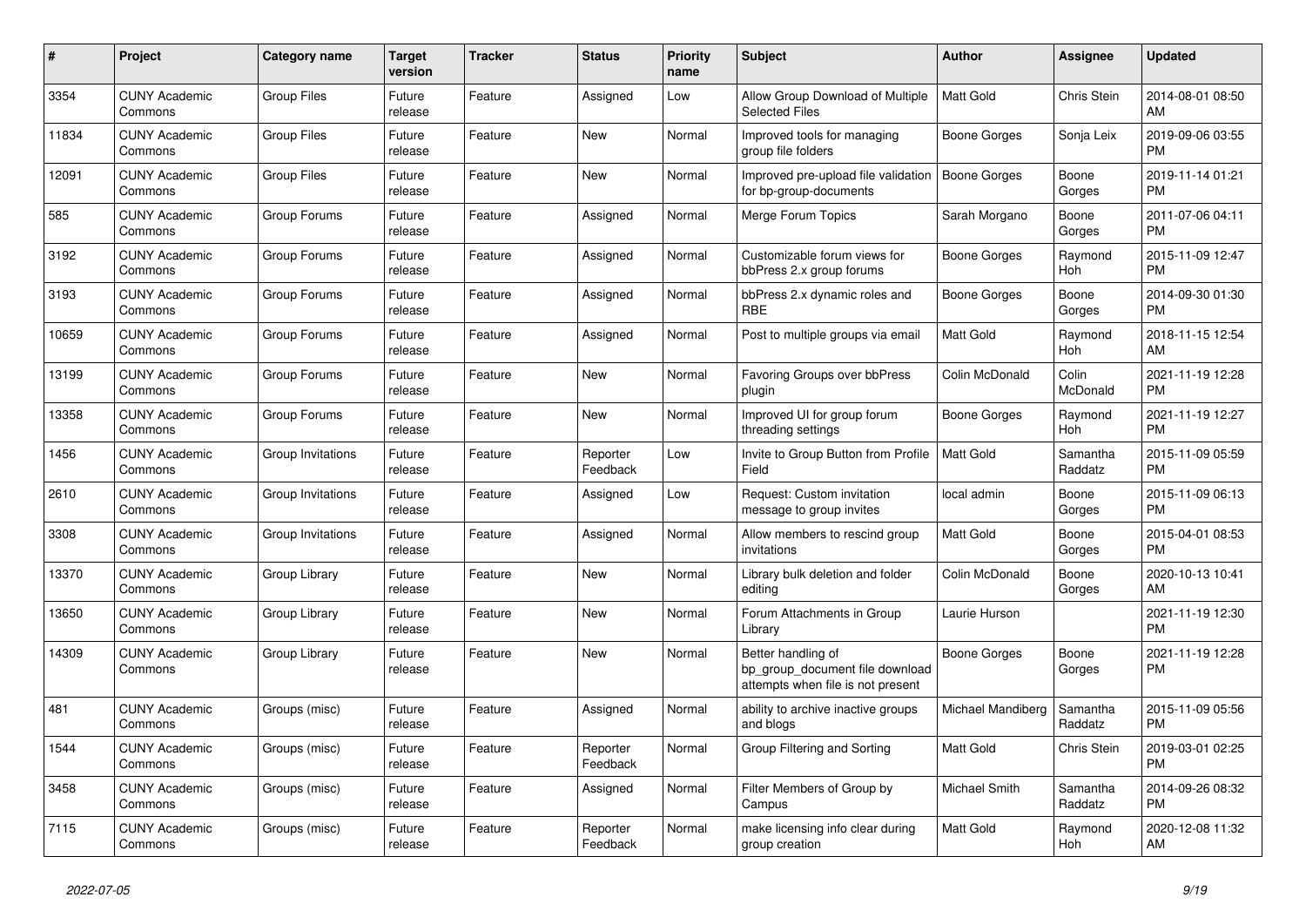| # | Project | Category name | Target version | Tracker | Status | Priority name | Subject | Author | Assignee | Updated |
|---|---|---|---|---|---|---|---|---|---|---|
| 3354 | CUNY Academic Commons | Group Files | Future release | Feature | Assigned | Low | Allow Group Download of Multiple Selected Files | Matt Gold | Chris Stein | 2014-08-01 08:50 AM |
| 11834 | CUNY Academic Commons | Group Files | Future release | Feature | New | Normal | Improved tools for managing group file folders | Boone Gorges | Sonja Leix | 2019-09-06 03:55 PM |
| 12091 | CUNY Academic Commons | Group Files | Future release | Feature | New | Normal | Improved pre-upload file validation for bp-group-documents | Boone Gorges | Boone Gorges | 2019-11-14 01:21 PM |
| 585 | CUNY Academic Commons | Group Forums | Future release | Feature | Assigned | Normal | Merge Forum Topics | Sarah Morgano | Boone Gorges | 2011-07-06 04:11 PM |
| 3192 | CUNY Academic Commons | Group Forums | Future release | Feature | Assigned | Normal | Customizable forum views for bbPress 2.x group forums | Boone Gorges | Raymond Hoh | 2015-11-09 12:47 PM |
| 3193 | CUNY Academic Commons | Group Forums | Future release | Feature | Assigned | Normal | bbPress 2.x dynamic roles and RBE | Boone Gorges | Boone Gorges | 2014-09-30 01:30 PM |
| 10659 | CUNY Academic Commons | Group Forums | Future release | Feature | Assigned | Normal | Post to multiple groups via email | Matt Gold | Raymond Hoh | 2018-11-15 12:54 AM |
| 13199 | CUNY Academic Commons | Group Forums | Future release | Feature | New | Normal | Favoring Groups over bbPress plugin | Colin McDonald | Colin McDonald | 2021-11-19 12:28 PM |
| 13358 | CUNY Academic Commons | Group Forums | Future release | Feature | New | Normal | Improved UI for group forum threading settings | Boone Gorges | Raymond Hoh | 2021-11-19 12:27 PM |
| 1456 | CUNY Academic Commons | Group Invitations | Future release | Feature | Reporter Feedback | Low | Invite to Group Button from Profile Field | Matt Gold | Samantha Raddatz | 2015-11-09 05:59 PM |
| 2610 | CUNY Academic Commons | Group Invitations | Future release | Feature | Assigned | Low | Request: Custom invitation message to group invites | local admin | Boone Gorges | 2015-11-09 06:13 PM |
| 3308 | CUNY Academic Commons | Group Invitations | Future release | Feature | Assigned | Normal | Allow members to rescind group invitations | Matt Gold | Boone Gorges | 2015-04-01 08:53 PM |
| 13370 | CUNY Academic Commons | Group Library | Future release | Feature | New | Normal | Library bulk deletion and folder editing | Colin McDonald | Boone Gorges | 2020-10-13 10:41 AM |
| 13650 | CUNY Academic Commons | Group Library | Future release | Feature | New | Normal | Forum Attachments in Group Library | Laurie Hurson | | 2021-11-19 12:30 PM |
| 14309 | CUNY Academic Commons | Group Library | Future release | Feature | New | Normal | Better handling of bp_group_document file download attempts when file is not present | Boone Gorges | Boone Gorges | 2021-11-19 12:28 PM |
| 481 | CUNY Academic Commons | Groups (misc) | Future release | Feature | Assigned | Normal | ability to archive inactive groups and blogs | Michael Mandiberg | Samantha Raddatz | 2015-11-09 05:56 PM |
| 1544 | CUNY Academic Commons | Groups (misc) | Future release | Feature | Reporter Feedback | Normal | Group Filtering and Sorting | Matt Gold | Chris Stein | 2019-03-01 02:25 PM |
| 3458 | CUNY Academic Commons | Groups (misc) | Future release | Feature | Assigned | Normal | Filter Members of Group by Campus | Michael Smith | Samantha Raddatz | 2014-09-26 08:32 PM |
| 7115 | CUNY Academic Commons | Groups (misc) | Future release | Feature | Reporter Feedback | Normal | make licensing info clear during group creation | Matt Gold | Raymond Hoh | 2020-12-08 11:32 AM |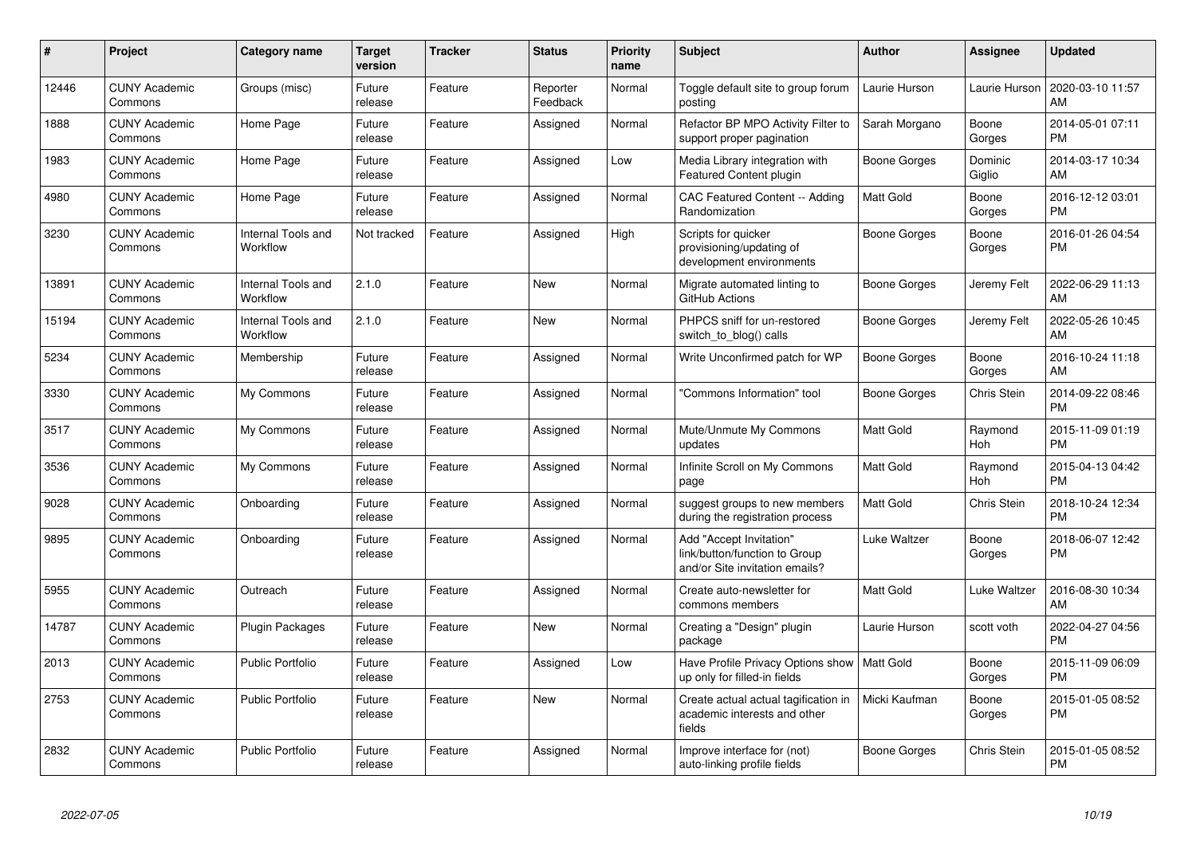| # | Project | Category name | Target version | Tracker | Status | Priority name | Subject | Author | Assignee | Updated |
|---|---|---|---|---|---|---|---|---|---|---|
| 12446 | CUNY Academic Commons | Groups (misc) | Future release | Feature | Reporter Feedback | Normal | Toggle default site to group forum posting | Laurie Hurson | Laurie Hurson | 2020-03-10 11:57 AM |
| 1888 | CUNY Academic Commons | Home Page | Future release | Feature | Assigned | Normal | Refactor BP MPO Activity Filter to support proper pagination | Sarah Morgano | Boone Gorges | 2014-05-01 07:11 PM |
| 1983 | CUNY Academic Commons | Home Page | Future release | Feature | Assigned | Low | Media Library integration with Featured Content plugin | Boone Gorges | Dominic Giglio | 2014-03-17 10:34 AM |
| 4980 | CUNY Academic Commons | Home Page | Future release | Feature | Assigned | Normal | CAC Featured Content -- Adding Randomization | Matt Gold | Boone Gorges | 2016-12-12 03:01 PM |
| 3230 | CUNY Academic Commons | Internal Tools and Workflow | Not tracked | Feature | Assigned | High | Scripts for quicker provisioning/updating of development environments | Boone Gorges | Boone Gorges | 2016-01-26 04:54 PM |
| 13891 | CUNY Academic Commons | Internal Tools and Workflow | 2.1.0 | Feature | New | Normal | Migrate automated linting to GitHub Actions | Boone Gorges | Jeremy Felt | 2022-06-29 11:13 AM |
| 15194 | CUNY Academic Commons | Internal Tools and Workflow | 2.1.0 | Feature | New | Normal | PHPCS sniff for un-restored switch_to_blog() calls | Boone Gorges | Jeremy Felt | 2022-05-26 10:45 AM |
| 5234 | CUNY Academic Commons | Membership | Future release | Feature | Assigned | Normal | Write Unconfirmed patch for WP | Boone Gorges | Boone Gorges | 2016-10-24 11:18 AM |
| 3330 | CUNY Academic Commons | My Commons | Future release | Feature | Assigned | Normal | "Commons Information" tool | Boone Gorges | Chris Stein | 2014-09-22 08:46 PM |
| 3517 | CUNY Academic Commons | My Commons | Future release | Feature | Assigned | Normal | Mute/Unmute My Commons updates | Matt Gold | Raymond Hoh | 2015-11-09 01:19 PM |
| 3536 | CUNY Academic Commons | My Commons | Future release | Feature | Assigned | Normal | Infinite Scroll on My Commons page | Matt Gold | Raymond Hoh | 2015-04-13 04:42 PM |
| 9028 | CUNY Academic Commons | Onboarding | Future release | Feature | Assigned | Normal | suggest groups to new members during the registration process | Matt Gold | Chris Stein | 2018-10-24 12:34 PM |
| 9895 | CUNY Academic Commons | Onboarding | Future release | Feature | Assigned | Normal | Add "Accept Invitation" link/button/function to Group and/or Site invitation emails? | Luke Waltzer | Boone Gorges | 2018-06-07 12:42 PM |
| 5955 | CUNY Academic Commons | Outreach | Future release | Feature | Assigned | Normal | Create auto-newsletter for commons members | Matt Gold | Luke Waltzer | 2016-08-30 10:34 AM |
| 14787 | CUNY Academic Commons | Plugin Packages | Future release | Feature | New | Normal | Creating a "Design" plugin package | Laurie Hurson | scott voth | 2022-04-27 04:56 PM |
| 2013 | CUNY Academic Commons | Public Portfolio | Future release | Feature | Assigned | Low | Have Profile Privacy Options show up only for filled-in fields | Matt Gold | Boone Gorges | 2015-11-09 06:09 PM |
| 2753 | CUNY Academic Commons | Public Portfolio | Future release | Feature | New | Normal | Create actual actual tagification in academic interests and other fields | Micki Kaufman | Boone Gorges | 2015-01-05 08:52 PM |
| 2832 | CUNY Academic Commons | Public Portfolio | Future release | Feature | Assigned | Normal | Improve interface for (not) auto-linking profile fields | Boone Gorges | Chris Stein | 2015-01-05 08:52 PM |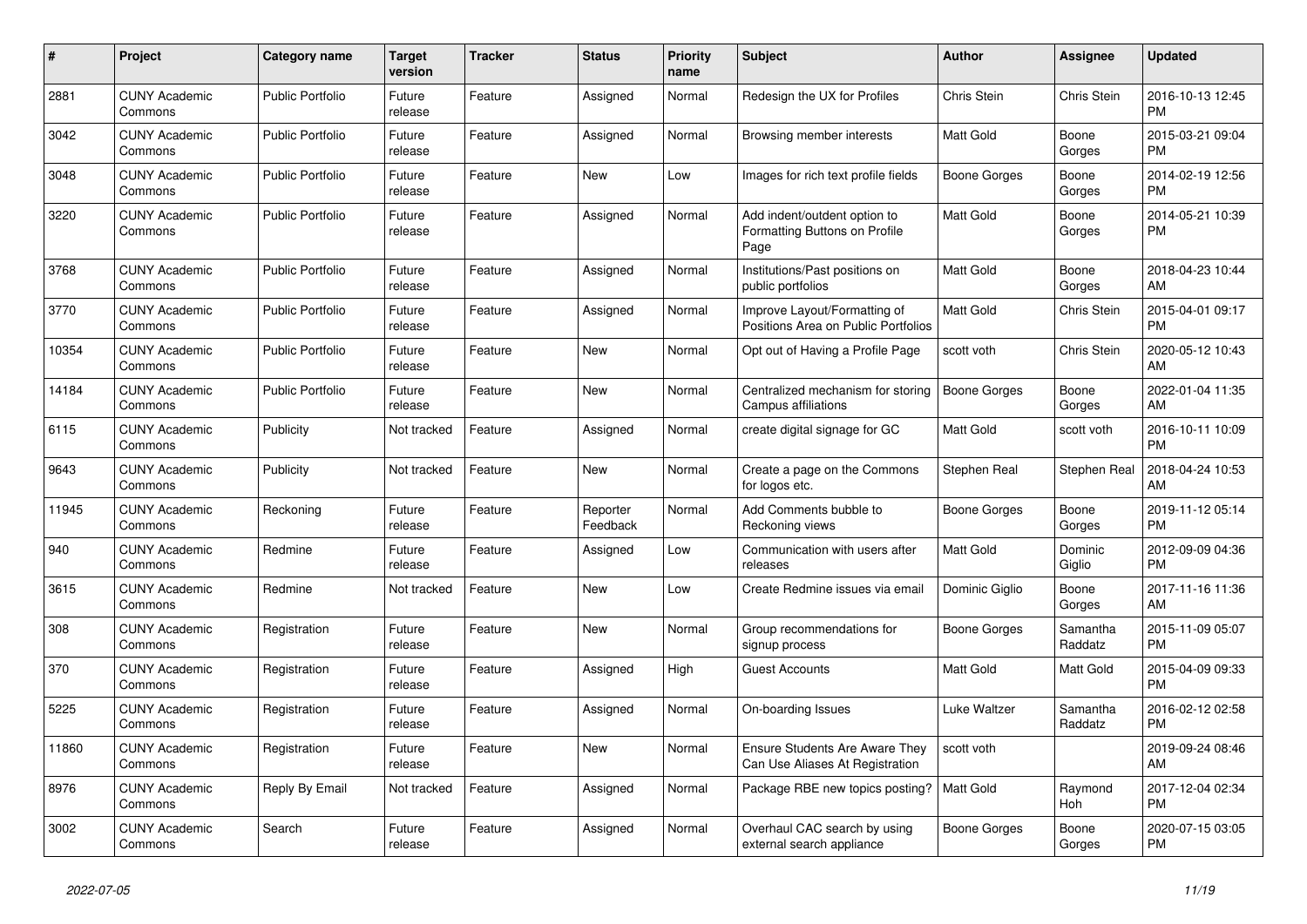| # | Project | Category name | Target version | Tracker | Status | Priority name | Subject | Author | Assignee | Updated |
|---|---|---|---|---|---|---|---|---|---|---|
| 2881 | CUNY Academic Commons | Public Portfolio | Future release | Feature | Assigned | Normal | Redesign the UX for Profiles | Chris Stein | Chris Stein | 2016-10-13 12:45 PM |
| 3042 | CUNY Academic Commons | Public Portfolio | Future release | Feature | Assigned | Normal | Browsing member interests | Matt Gold | Boone Gorges | 2015-03-21 09:04 PM |
| 3048 | CUNY Academic Commons | Public Portfolio | Future release | Feature | New | Low | Images for rich text profile fields | Boone Gorges | Boone Gorges | 2014-02-19 12:56 PM |
| 3220 | CUNY Academic Commons | Public Portfolio | Future release | Feature | Assigned | Normal | Add indent/outdent option to Formatting Buttons on Profile Page | Matt Gold | Boone Gorges | 2014-05-21 10:39 PM |
| 3768 | CUNY Academic Commons | Public Portfolio | Future release | Feature | Assigned | Normal | Institutions/Past positions on public portfolios | Matt Gold | Boone Gorges | 2018-04-23 10:44 AM |
| 3770 | CUNY Academic Commons | Public Portfolio | Future release | Feature | Assigned | Normal | Improve Layout/Formatting of Positions Area on Public Portfolios | Matt Gold | Chris Stein | 2015-04-01 09:17 PM |
| 10354 | CUNY Academic Commons | Public Portfolio | Future release | Feature | New | Normal | Opt out of Having a Profile Page | scott voth | Chris Stein | 2020-05-12 10:43 AM |
| 14184 | CUNY Academic Commons | Public Portfolio | Future release | Feature | New | Normal | Centralized mechanism for storing Campus affiliations | Boone Gorges | Boone Gorges | 2022-01-04 11:35 AM |
| 6115 | CUNY Academic Commons | Publicity | Not tracked | Feature | Assigned | Normal | create digital signage for GC | Matt Gold | scott voth | 2016-10-11 10:09 PM |
| 9643 | CUNY Academic Commons | Publicity | Not tracked | Feature | New | Normal | Create a page on the Commons for logos etc. | Stephen Real | Stephen Real | 2018-04-24 10:53 AM |
| 11945 | CUNY Academic Commons | Reckoning | Future release | Feature | Reporter Feedback | Normal | Add Comments bubble to Reckoning views | Boone Gorges | Boone Gorges | 2019-11-12 05:14 PM |
| 940 | CUNY Academic Commons | Redmine | Future release | Feature | Assigned | Low | Communication with users after releases | Matt Gold | Dominic Giglio | 2012-09-09 04:36 PM |
| 3615 | CUNY Academic Commons | Redmine | Not tracked | Feature | New | Low | Create Redmine issues via email | Dominic Giglio | Boone Gorges | 2017-11-16 11:36 AM |
| 308 | CUNY Academic Commons | Registration | Future release | Feature | New | Normal | Group recommendations for signup process | Boone Gorges | Samantha Raddatz | 2015-11-09 05:07 PM |
| 370 | CUNY Academic Commons | Registration | Future release | Feature | Assigned | High | Guest Accounts | Matt Gold | Matt Gold | 2015-04-09 09:33 PM |
| 5225 | CUNY Academic Commons | Registration | Future release | Feature | Assigned | Normal | On-boarding Issues | Luke Waltzer | Samantha Raddatz | 2016-02-12 02:58 PM |
| 11860 | CUNY Academic Commons | Registration | Future release | Feature | New | Normal | Ensure Students Are Aware They Can Use Aliases At Registration | scott voth | | 2019-09-24 08:46 AM |
| 8976 | CUNY Academic Commons | Reply By Email | Not tracked | Feature | Assigned | Normal | Package RBE new topics posting? | Matt Gold | Raymond Hoh | 2017-12-04 02:34 PM |
| 3002 | CUNY Academic Commons | Search | Future release | Feature | Assigned | Normal | Overhaul CAC search by using external search appliance | Boone Gorges | Boone Gorges | 2020-07-15 03:05 PM |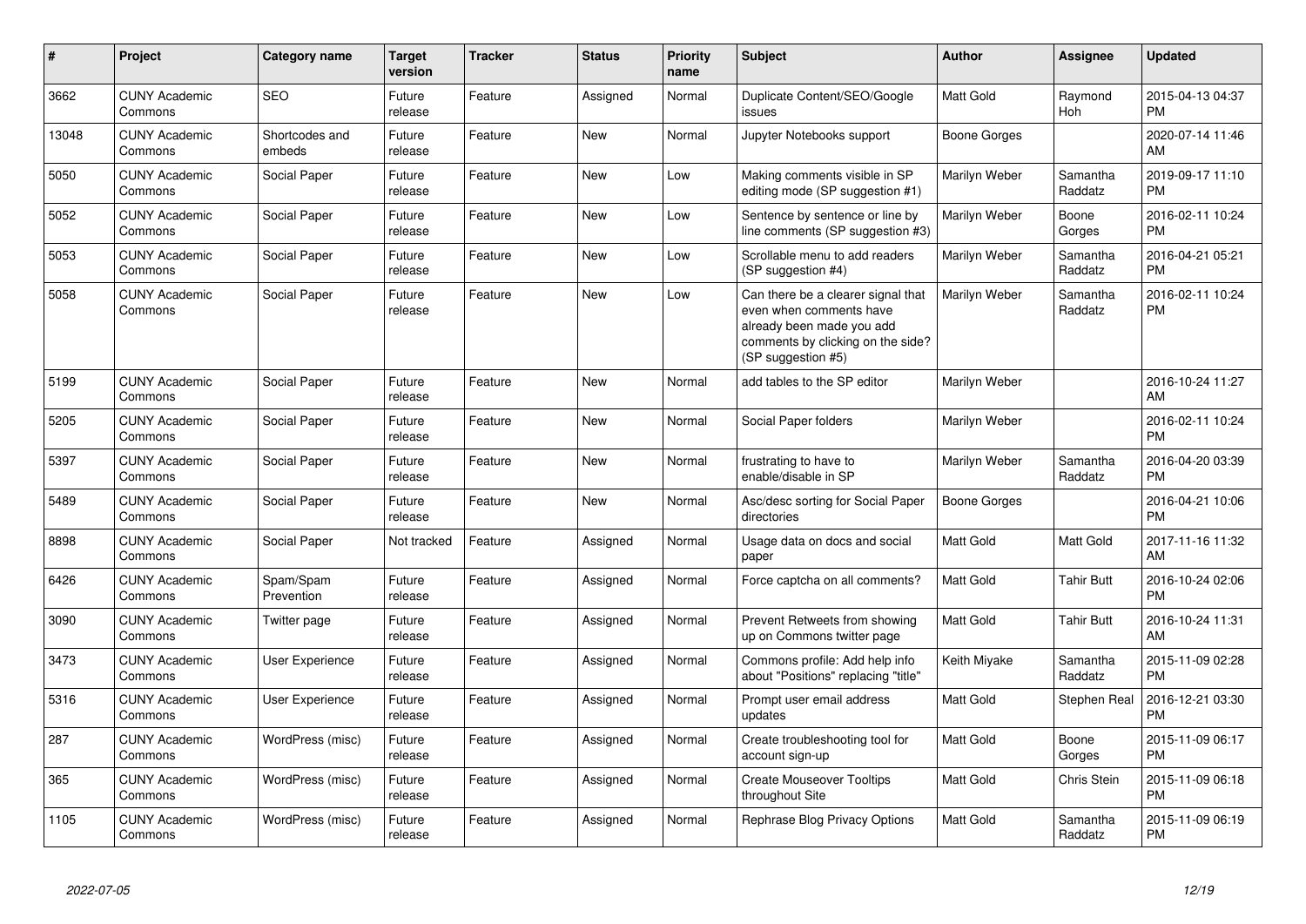| # | Project | Category name | Target version | Tracker | Status | Priority name | Subject | Author | Assignee | Updated |
|---|---|---|---|---|---|---|---|---|---|---|
| 3662 | CUNY Academic Commons | SEO | Future release | Feature | Assigned | Normal | Duplicate Content/SEO/Google issues | Matt Gold | Raymond Hoh | 2015-04-13 04:37 PM |
| 13048 | CUNY Academic Commons | Shortcodes and embeds | Future release | Feature | New | Normal | Jupyter Notebooks support | Boone Gorges | | 2020-07-14 11:46 AM |
| 5050 | CUNY Academic Commons | Social Paper | Future release | Feature | New | Low | Making comments visible in SP editing mode (SP suggestion #1) | Marilyn Weber | Samantha Raddatz | 2019-09-17 11:10 PM |
| 5052 | CUNY Academic Commons | Social Paper | Future release | Feature | New | Low | Sentence by sentence or line by line comments (SP suggestion #3) | Marilyn Weber | Boone Gorges | 2016-02-11 10:24 PM |
| 5053 | CUNY Academic Commons | Social Paper | Future release | Feature | New | Low | Scrollable menu to add readers (SP suggestion #4) | Marilyn Weber | Samantha Raddatz | 2016-04-21 05:21 PM |
| 5058 | CUNY Academic Commons | Social Paper | Future release | Feature | New | Low | Can there be a clearer signal that even when comments have already been made you add comments by clicking on the side? (SP suggestion #5) | Marilyn Weber | Samantha Raddatz | 2016-02-11 10:24 PM |
| 5199 | CUNY Academic Commons | Social Paper | Future release | Feature | New | Normal | add tables to the SP editor | Marilyn Weber | | 2016-10-24 11:27 AM |
| 5205 | CUNY Academic Commons | Social Paper | Future release | Feature | New | Normal | Social Paper folders | Marilyn Weber | | 2016-02-11 10:24 PM |
| 5397 | CUNY Academic Commons | Social Paper | Future release | Feature | New | Normal | frustrating to have to enable/disable in SP | Marilyn Weber | Samantha Raddatz | 2016-04-20 03:39 PM |
| 5489 | CUNY Academic Commons | Social Paper | Future release | Feature | New | Normal | Asc/desc sorting for Social Paper directories | Boone Gorges | | 2016-04-21 10:06 PM |
| 8898 | CUNY Academic Commons | Social Paper | Not tracked | Feature | Assigned | Normal | Usage data on docs and social paper | Matt Gold | Matt Gold | 2017-11-16 11:32 AM |
| 6426 | CUNY Academic Commons | Spam/Spam Prevention | Future release | Feature | Assigned | Normal | Force captcha on all comments? | Matt Gold | Tahir Butt | 2016-10-24 02:06 PM |
| 3090 | CUNY Academic Commons | Twitter page | Future release | Feature | Assigned | Normal | Prevent Retweets from showing up on Commons twitter page | Matt Gold | Tahir Butt | 2016-10-24 11:31 AM |
| 3473 | CUNY Academic Commons | User Experience | Future release | Feature | Assigned | Normal | Commons profile: Add help info about "Positions" replacing "title" | Keith Miyake | Samantha Raddatz | 2015-11-09 02:28 PM |
| 5316 | CUNY Academic Commons | User Experience | Future release | Feature | Assigned | Normal | Prompt user email address updates | Matt Gold | Stephen Real | 2016-12-21 03:30 PM |
| 287 | CUNY Academic Commons | WordPress (misc) | Future release | Feature | Assigned | Normal | Create troubleshooting tool for account sign-up | Matt Gold | Boone Gorges | 2015-11-09 06:17 PM |
| 365 | CUNY Academic Commons | WordPress (misc) | Future release | Feature | Assigned | Normal | Create Mouseover Tooltips throughout Site | Matt Gold | Chris Stein | 2015-11-09 06:18 PM |
| 1105 | CUNY Academic Commons | WordPress (misc) | Future release | Feature | Assigned | Normal | Rephrase Blog Privacy Options | Matt Gold | Samantha Raddatz | 2015-11-09 06:19 PM |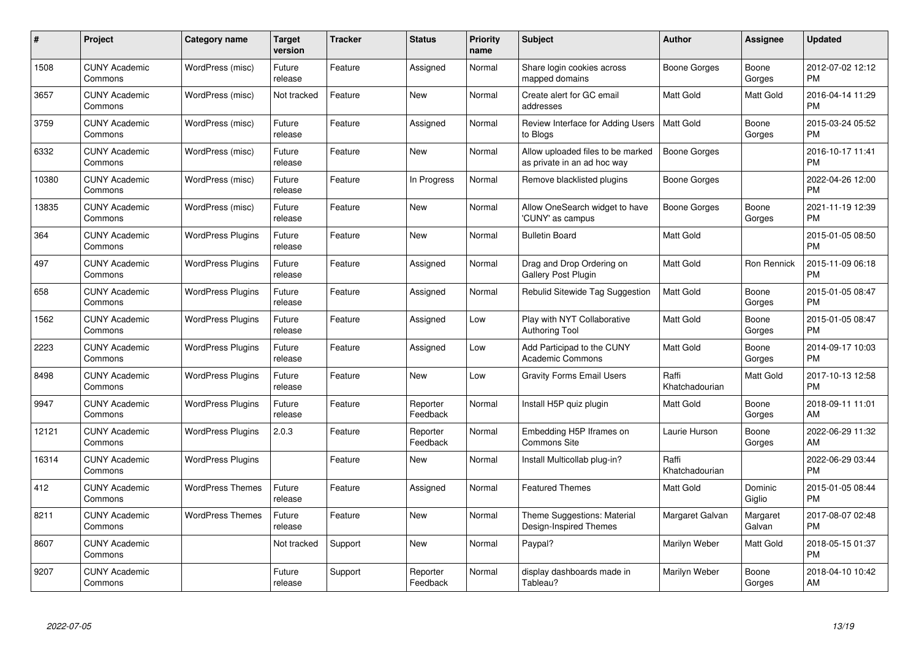| # | Project | Category name | Target version | Tracker | Status | Priority name | Subject | Author | Assignee | Updated |
|---|---|---|---|---|---|---|---|---|---|---|
| 1508 | CUNY Academic Commons | WordPress (misc) | Future release | Feature | Assigned | Normal | Share login cookies across mapped domains | Boone Gorges | Boone Gorges | 2012-07-02 12:12 PM |
| 3657 | CUNY Academic Commons | WordPress (misc) | Not tracked | Feature | New | Normal | Create alert for GC email addresses | Matt Gold | Matt Gold | 2016-04-14 11:29 PM |
| 3759 | CUNY Academic Commons | WordPress (misc) | Future release | Feature | Assigned | Normal | Review Interface for Adding Users to Blogs | Matt Gold | Boone Gorges | 2015-03-24 05:52 PM |
| 6332 | CUNY Academic Commons | WordPress (misc) | Future release | Feature | New | Normal | Allow uploaded files to be marked as private in an ad hoc way | Boone Gorges | | 2016-10-17 11:41 PM |
| 10380 | CUNY Academic Commons | WordPress (misc) | Future release | Feature | In Progress | Normal | Remove blacklisted plugins | Boone Gorges | | 2022-04-26 12:00 PM |
| 13835 | CUNY Academic Commons | WordPress (misc) | Future release | Feature | New | Normal | Allow OneSearch widget to have 'CUNY' as campus | Boone Gorges | Boone Gorges | 2021-11-19 12:39 PM |
| 364 | CUNY Academic Commons | WordPress Plugins | Future release | Feature | New | Normal | Bulletin Board | Matt Gold | | 2015-01-05 08:50 PM |
| 497 | CUNY Academic Commons | WordPress Plugins | Future release | Feature | Assigned | Normal | Drag and Drop Ordering on Gallery Post Plugin | Matt Gold | Ron Rennick | 2015-11-09 06:18 PM |
| 658 | CUNY Academic Commons | WordPress Plugins | Future release | Feature | Assigned | Normal | Rebulid Sitewide Tag Suggestion | Matt Gold | Boone Gorges | 2015-01-05 08:47 PM |
| 1562 | CUNY Academic Commons | WordPress Plugins | Future release | Feature | Assigned | Low | Play with NYT Collaborative Authoring Tool | Matt Gold | Boone Gorges | 2015-01-05 08:47 PM |
| 2223 | CUNY Academic Commons | WordPress Plugins | Future release | Feature | Assigned | Low | Add Participad to the CUNY Academic Commons | Matt Gold | Boone Gorges | 2014-09-17 10:03 PM |
| 8498 | CUNY Academic Commons | WordPress Plugins | Future release | Feature | New | Low | Gravity Forms Email Users | Raffi Khatchadourian | Matt Gold | 2017-10-13 12:58 PM |
| 9947 | CUNY Academic Commons | WordPress Plugins | Future release | Feature | Reporter Feedback | Normal | Install H5P quiz plugin | Matt Gold | Boone Gorges | 2018-09-11 11:01 AM |
| 12121 | CUNY Academic Commons | WordPress Plugins | 2.0.3 | Feature | Reporter Feedback | Normal | Embedding H5P Iframes on Commons Site | Laurie Hurson | Boone Gorges | 2022-06-29 11:32 AM |
| 16314 | CUNY Academic Commons | WordPress Plugins | | Feature | New | Normal | Install Multicollab plug-in? | Raffi Khatchadourian | | 2022-06-29 03:44 PM |
| 412 | CUNY Academic Commons | WordPress Themes | Future release | Feature | Assigned | Normal | Featured Themes | Matt Gold | Dominic Giglio | 2015-01-05 08:44 PM |
| 8211 | CUNY Academic Commons | WordPress Themes | Future release | Feature | New | Normal | Theme Suggestions: Material Design-Inspired Themes | Margaret Galvan | Margaret Galvan | 2017-08-07 02:48 PM |
| 8607 | CUNY Academic Commons | | Not tracked | Support | New | Normal | Paypal? | Marilyn Weber | Matt Gold | 2018-05-15 01:37 PM |
| 9207 | CUNY Academic Commons | | Future release | Support | Reporter Feedback | Normal | display dashboards made in Tableau? | Marilyn Weber | Boone Gorges | 2018-04-10 10:42 AM |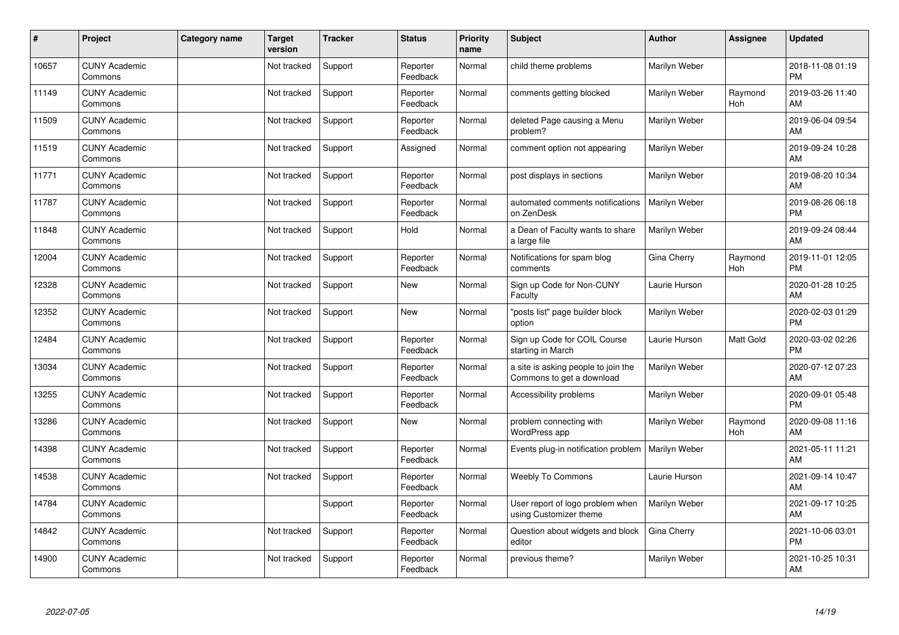| # | Project | Category name | Target version | Tracker | Status | Priority name | Subject | Author | Assignee | Updated |
|---|---|---|---|---|---|---|---|---|---|---|
| 10657 | CUNY Academic Commons | | Not tracked | Support | Reporter Feedback | Normal | child theme problems | Marilyn Weber | | 2018-11-08 01:19 PM |
| 11149 | CUNY Academic Commons | | Not tracked | Support | Reporter Feedback | Normal | comments getting blocked | Marilyn Weber | Raymond Hoh | 2019-03-26 11:40 AM |
| 11509 | CUNY Academic Commons | | Not tracked | Support | Reporter Feedback | Normal | deleted Page causing a Menu problem? | Marilyn Weber | | 2019-06-04 09:54 AM |
| 11519 | CUNY Academic Commons | | Not tracked | Support | Assigned | Normal | comment option not appearing | Marilyn Weber | | 2019-09-24 10:28 AM |
| 11771 | CUNY Academic Commons | | Not tracked | Support | Reporter Feedback | Normal | post displays in sections | Marilyn Weber | | 2019-08-20 10:34 AM |
| 11787 | CUNY Academic Commons | | Not tracked | Support | Reporter Feedback | Normal | automated comments notifications on ZenDesk | Marilyn Weber | | 2019-08-26 06:18 PM |
| 11848 | CUNY Academic Commons | | Not tracked | Support | Hold | Normal | a Dean of Faculty wants to share a large file | Marilyn Weber | | 2019-09-24 08:44 AM |
| 12004 | CUNY Academic Commons | | Not tracked | Support | Reporter Feedback | Normal | Notifications for spam blog comments | Gina Cherry | Raymond Hoh | 2019-11-01 12:05 PM |
| 12328 | CUNY Academic Commons | | Not tracked | Support | New | Normal | Sign up Code for Non-CUNY Faculty | Laurie Hurson | | 2020-01-28 10:25 AM |
| 12352 | CUNY Academic Commons | | Not tracked | Support | New | Normal | "posts list" page builder block option | Marilyn Weber | | 2020-02-03 01:29 PM |
| 12484 | CUNY Academic Commons | | Not tracked | Support | Reporter Feedback | Normal | Sign up Code for COIL Course starting in March | Laurie Hurson | Matt Gold | 2020-03-02 02:26 PM |
| 13034 | CUNY Academic Commons | | Not tracked | Support | Reporter Feedback | Normal | a site is asking people to join the Commons to get a download | Marilyn Weber | | 2020-07-12 07:23 AM |
| 13255 | CUNY Academic Commons | | Not tracked | Support | Reporter Feedback | Normal | Accessibility problems | Marilyn Weber | | 2020-09-01 05:48 PM |
| 13286 | CUNY Academic Commons | | Not tracked | Support | New | Normal | problem connecting with WordPress app | Marilyn Weber | Raymond Hoh | 2020-09-08 11:16 AM |
| 14398 | CUNY Academic Commons | | Not tracked | Support | Reporter Feedback | Normal | Events plug-in notification problem | Marilyn Weber | | 2021-05-11 11:21 AM |
| 14538 | CUNY Academic Commons | | Not tracked | Support | Reporter Feedback | Normal | Weebly To Commons | Laurie Hurson | | 2021-09-14 10:47 AM |
| 14784 | CUNY Academic Commons | | | Support | Reporter Feedback | Normal | User report of logo problem when using Customizer theme | Marilyn Weber | | 2021-09-17 10:25 AM |
| 14842 | CUNY Academic Commons | | Not tracked | Support | Reporter Feedback | Normal | Question about widgets and block editor | Gina Cherry | | 2021-10-06 03:01 PM |
| 14900 | CUNY Academic Commons | | Not tracked | Support | Reporter Feedback | Normal | previous theme? | Marilyn Weber | | 2021-10-25 10:31 AM |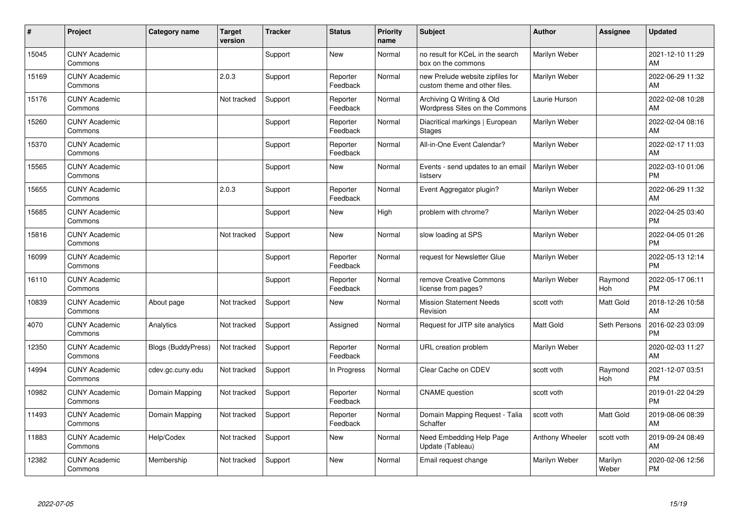| # | Project | Category name | Target version | Tracker | Status | Priority name | Subject | Author | Assignee | Updated |
|---|---|---|---|---|---|---|---|---|---|---|
| 15045 | CUNY Academic Commons | | | Support | New | Normal | no result for KCeL in the search box on the commons | Marilyn Weber | | 2021-12-10 11:29 AM |
| 15169 | CUNY Academic Commons | | 2.0.3 | Support | Reporter Feedback | Normal | new Prelude website zipfiles for custom theme and other files. | Marilyn Weber | | 2022-06-29 11:32 AM |
| 15176 | CUNY Academic Commons | | Not tracked | Support | Reporter Feedback | Normal | Archiving Q Writing & Old Wordpress Sites on the Commons | Laurie Hurson | | 2022-02-08 10:28 AM |
| 15260 | CUNY Academic Commons | | | Support | Reporter Feedback | Normal | Diacritical markings \| European Stages | Marilyn Weber | | 2022-02-04 08:16 AM |
| 15370 | CUNY Academic Commons | | | Support | Reporter Feedback | Normal | All-in-One Event Calendar? | Marilyn Weber | | 2022-02-17 11:03 AM |
| 15565 | CUNY Academic Commons | | | Support | New | Normal | Events - send updates to an email listserv | Marilyn Weber | | 2022-03-10 01:06 PM |
| 15655 | CUNY Academic Commons | | 2.0.3 | Support | Reporter Feedback | Normal | Event Aggregator plugin? | Marilyn Weber | | 2022-06-29 11:32 AM |
| 15685 | CUNY Academic Commons | | | Support | New | High | problem with chrome? | Marilyn Weber | | 2022-04-25 03:40 PM |
| 15816 | CUNY Academic Commons | | Not tracked | Support | New | Normal | slow loading at SPS | Marilyn Weber | | 2022-04-05 01:26 PM |
| 16099 | CUNY Academic Commons | | | Support | Reporter Feedback | Normal | request for Newsletter Glue | Marilyn Weber | | 2022-05-13 12:14 PM |
| 16110 | CUNY Academic Commons | | | Support | Reporter Feedback | Normal | remove Creative Commons license from pages? | Marilyn Weber | Raymond Hoh | 2022-05-17 06:11 PM |
| 10839 | CUNY Academic Commons | About page | Not tracked | Support | New | Normal | Mission Statement Needs Revision | scott voth | Matt Gold | 2018-12-26 10:58 AM |
| 4070 | CUNY Academic Commons | Analytics | Not tracked | Support | Assigned | Normal | Request for JITP site analytics | Matt Gold | Seth Persons | 2016-02-23 03:09 PM |
| 12350 | CUNY Academic Commons | Blogs (BuddyPress) | Not tracked | Support | Reporter Feedback | Normal | URL creation problem | Marilyn Weber | | 2020-02-03 11:27 AM |
| 14994 | CUNY Academic Commons | cdev.gc.cuny.edu | Not tracked | Support | In Progress | Normal | Clear Cache on CDEV | scott voth | Raymond Hoh | 2021-12-07 03:51 PM |
| 10982 | CUNY Academic Commons | Domain Mapping | Not tracked | Support | Reporter Feedback | Normal | CNAME question | scott voth | | 2019-01-22 04:29 PM |
| 11493 | CUNY Academic Commons | Domain Mapping | Not tracked | Support | Reporter Feedback | Normal | Domain Mapping Request - Talia Schaffer | scott voth | Matt Gold | 2019-08-06 08:39 AM |
| 11883 | CUNY Academic Commons | Help/Codex | Not tracked | Support | New | Normal | Need Embedding Help Page Update (Tableau) | Anthony Wheeler | scott voth | 2019-09-24 08:49 AM |
| 12382 | CUNY Academic Commons | Membership | Not tracked | Support | New | Normal | Email request change | Marilyn Weber | Marilyn Weber | 2020-02-06 12:56 PM |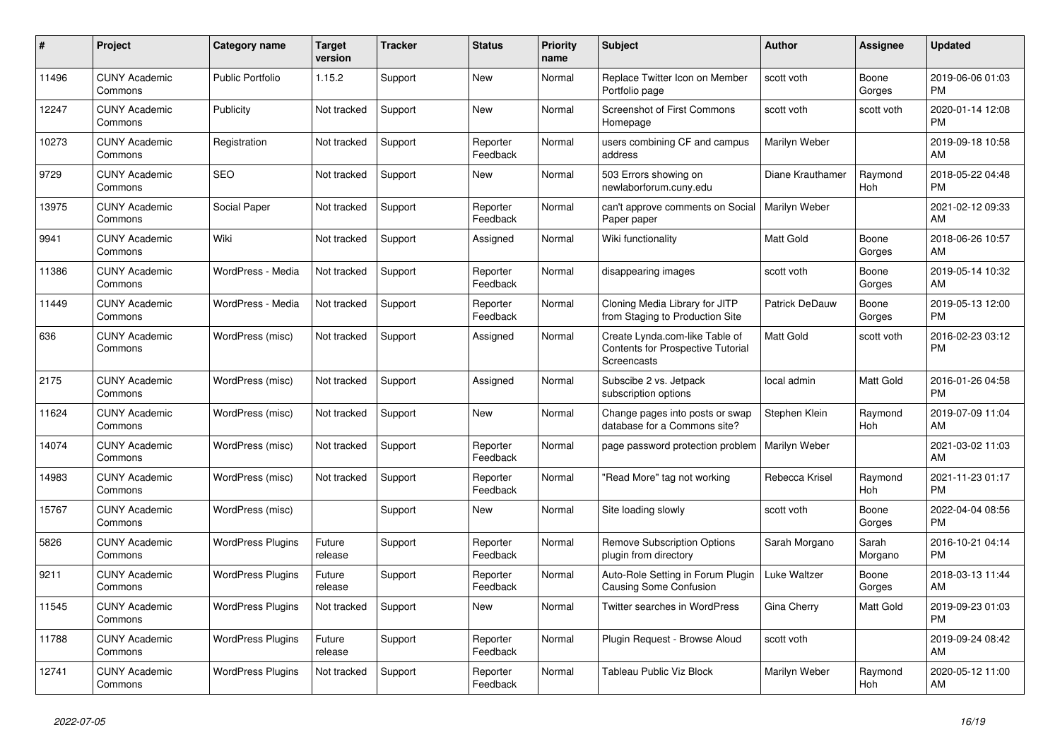| # | Project | Category name | Target version | Tracker | Status | Priority name | Subject | Author | Assignee | Updated |
|---|---|---|---|---|---|---|---|---|---|---|
| 11496 | CUNY Academic Commons | Public Portfolio | 1.15.2 | Support | New | Normal | Replace Twitter Icon on Member Portfolio page | scott voth | Boone Gorges | 2019-06-06 01:03 PM |
| 12247 | CUNY Academic Commons | Publicity | Not tracked | Support | New | Normal | Screenshot of First Commons Homepage | scott voth | scott voth | 2020-01-14 12:08 PM |
| 10273 | CUNY Academic Commons | Registration | Not tracked | Support | Reporter Feedback | Normal | users combining CF and campus address | Marilyn Weber | | 2019-09-18 10:58 AM |
| 9729 | CUNY Academic Commons | SEO | Not tracked | Support | New | Normal | 503 Errors showing on newlaborforum.cuny.edu | Diane Krauthamer | Raymond Hoh | 2018-05-22 04:48 PM |
| 13975 | CUNY Academic Commons | Social Paper | Not tracked | Support | Reporter Feedback | Normal | can't approve comments on Social Paper paper | Marilyn Weber | | 2021-02-12 09:33 AM |
| 9941 | CUNY Academic Commons | Wiki | Not tracked | Support | Assigned | Normal | Wiki functionality | Matt Gold | Boone Gorges | 2018-06-26 10:57 AM |
| 11386 | CUNY Academic Commons | WordPress - Media | Not tracked | Support | Reporter Feedback | Normal | disappearing images | scott voth | Boone Gorges | 2019-05-14 10:32 AM |
| 11449 | CUNY Academic Commons | WordPress - Media | Not tracked | Support | Reporter Feedback | Normal | Cloning Media Library for JITP from Staging to Production Site | Patrick DeDauw | Boone Gorges | 2019-05-13 12:00 PM |
| 636 | CUNY Academic Commons | WordPress (misc) | Not tracked | Support | Assigned | Normal | Create Lynda.com-like Table of Contents for Prospective Tutorial Screencasts | Matt Gold | scott voth | 2016-02-23 03:12 PM |
| 2175 | CUNY Academic Commons | WordPress (misc) | Not tracked | Support | Assigned | Normal | Subscibe 2 vs. Jetpack subscription options | local admin | Matt Gold | 2016-01-26 04:58 PM |
| 11624 | CUNY Academic Commons | WordPress (misc) | Not tracked | Support | New | Normal | Change pages into posts or swap database for a Commons site? | Stephen Klein | Raymond Hoh | 2019-07-09 11:04 AM |
| 14074 | CUNY Academic Commons | WordPress (misc) | Not tracked | Support | Reporter Feedback | Normal | page password protection problem | Marilyn Weber | | 2021-03-02 11:03 AM |
| 14983 | CUNY Academic Commons | WordPress (misc) | Not tracked | Support | Reporter Feedback | Normal | "Read More" tag not working | Rebecca Krisel | Raymond Hoh | 2021-11-23 01:17 PM |
| 15767 | CUNY Academic Commons | WordPress (misc) | | Support | New | Normal | Site loading slowly | scott voth | Boone Gorges | 2022-04-04 08:56 PM |
| 5826 | CUNY Academic Commons | WordPress Plugins | Future release | Support | Reporter Feedback | Normal | Remove Subscription Options plugin from directory | Sarah Morgano | Sarah Morgano | 2016-10-21 04:14 PM |
| 9211 | CUNY Academic Commons | WordPress Plugins | Future release | Support | Reporter Feedback | Normal | Auto-Role Setting in Forum Plugin Causing Some Confusion | Luke Waltzer | Boone Gorges | 2018-03-13 11:44 AM |
| 11545 | CUNY Academic Commons | WordPress Plugins | Not tracked | Support | New | Normal | Twitter searches in WordPress | Gina Cherry | Matt Gold | 2019-09-23 01:03 PM |
| 11788 | CUNY Academic Commons | WordPress Plugins | Future release | Support | Reporter Feedback | Normal | Plugin Request - Browse Aloud | scott voth | | 2019-09-24 08:42 AM |
| 12741 | CUNY Academic Commons | WordPress Plugins | Not tracked | Support | Reporter Feedback | Normal | Tableau Public Viz Block | Marilyn Weber | Raymond Hoh | 2020-05-12 11:00 AM |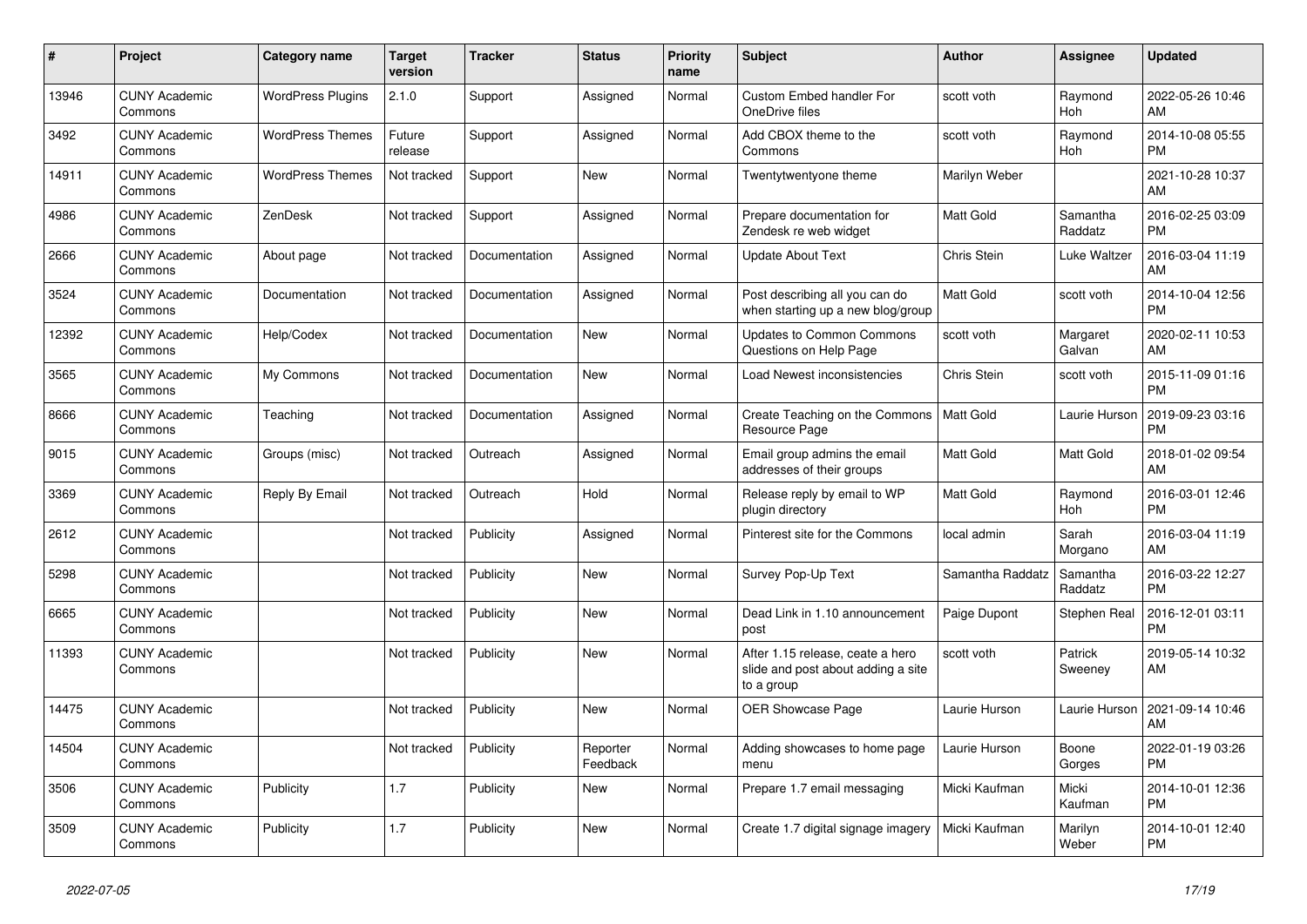| # | Project | Category name | Target version | Tracker | Status | Priority name | Subject | Author | Assignee | Updated |
|---|---|---|---|---|---|---|---|---|---|---|
| 13946 | CUNY Academic Commons | WordPress Plugins | 2.1.0 | Support | Assigned | Normal | Custom Embed handler For OneDrive files | scott voth | Raymond Hoh | 2022-05-26 10:46 AM |
| 3492 | CUNY Academic Commons | WordPress Themes | Future release | Support | Assigned | Normal | Add CBOX theme to the Commons | scott voth | Raymond Hoh | 2014-10-08 05:55 PM |
| 14911 | CUNY Academic Commons | WordPress Themes | Not tracked | Support | New | Normal | Twentytwentyone theme | Marilyn Weber | | 2021-10-28 10:37 AM |
| 4986 | CUNY Academic Commons | ZenDesk | Not tracked | Support | Assigned | Normal | Prepare documentation for Zendesk re web widget | Matt Gold | Samantha Raddatz | 2016-02-25 03:09 PM |
| 2666 | CUNY Academic Commons | About page | Not tracked | Documentation | Assigned | Normal | Update About Text | Chris Stein | Luke Waltzer | 2016-03-04 11:19 AM |
| 3524 | CUNY Academic Commons | Documentation | Not tracked | Documentation | Assigned | Normal | Post describing all you can do when starting up a new blog/group | Matt Gold | scott voth | 2014-10-04 12:56 PM |
| 12392 | CUNY Academic Commons | Help/Codex | Not tracked | Documentation | New | Normal | Updates to Common Commons Questions on Help Page | scott voth | Margaret Galvan | 2020-02-11 10:53 AM |
| 3565 | CUNY Academic Commons | My Commons | Not tracked | Documentation | New | Normal | Load Newest inconsistencies | Chris Stein | scott voth | 2015-11-09 01:16 PM |
| 8666 | CUNY Academic Commons | Teaching | Not tracked | Documentation | Assigned | Normal | Create Teaching on the Commons Resource Page | Matt Gold | Laurie Hurson | 2019-09-23 03:16 PM |
| 9015 | CUNY Academic Commons | Groups (misc) | Not tracked | Outreach | Assigned | Normal | Email group admins the email addresses of their groups | Matt Gold | Matt Gold | 2018-01-02 09:54 AM |
| 3369 | CUNY Academic Commons | Reply By Email | Not tracked | Outreach | Hold | Normal | Release reply by email to WP plugin directory | Matt Gold | Raymond Hoh | 2016-03-01 12:46 PM |
| 2612 | CUNY Academic Commons | | Not tracked | Publicity | Assigned | Normal | Pinterest site for the Commons | local admin | Sarah Morgano | 2016-03-04 11:19 AM |
| 5298 | CUNY Academic Commons | | Not tracked | Publicity | New | Normal | Survey Pop-Up Text | Samantha Raddatz | Samantha Raddatz | 2016-03-22 12:27 PM |
| 6665 | CUNY Academic Commons | | Not tracked | Publicity | New | Normal | Dead Link in 1.10 announcement post | Paige Dupont | Stephen Real | 2016-12-01 03:11 PM |
| 11393 | CUNY Academic Commons | | Not tracked | Publicity | New | Normal | After 1.15 release, ceate a hero slide and post about adding a site to a group | scott voth | Patrick Sweeney | 2019-05-14 10:32 AM |
| 14475 | CUNY Academic Commons | | Not tracked | Publicity | New | Normal | OER Showcase Page | Laurie Hurson | Laurie Hurson | 2021-09-14 10:46 AM |
| 14504 | CUNY Academic Commons | | Not tracked | Publicity | Reporter Feedback | Normal | Adding showcases to home page menu | Laurie Hurson | Boone Gorges | 2022-01-19 03:26 PM |
| 3506 | CUNY Academic Commons | Publicity | 1.7 | Publicity | New | Normal | Prepare 1.7 email messaging | Micki Kaufman | Micki Kaufman | 2014-10-01 12:36 PM |
| 3509 | CUNY Academic Commons | Publicity | 1.7 | Publicity | New | Normal | Create 1.7 digital signage imagery | Micki Kaufman | Marilyn Weber | 2014-10-01 12:40 PM |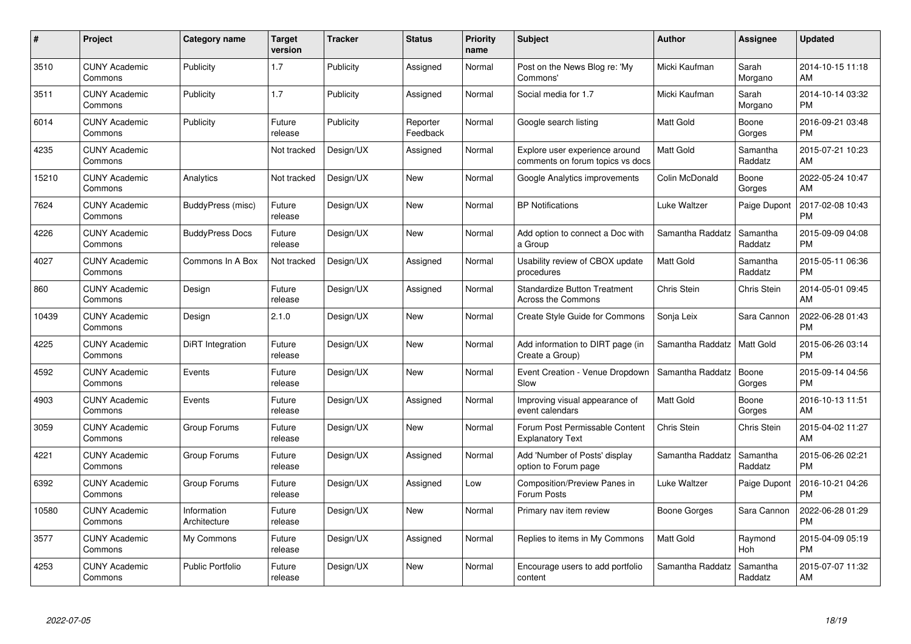| # | Project | Category name | Target version | Tracker | Status | Priority name | Subject | Author | Assignee | Updated |
|---|---|---|---|---|---|---|---|---|---|---|
| 3510 | CUNY Academic Commons | Publicity | 1.7 | Publicity | Assigned | Normal | Post on the News Blog re: 'My Commons' | Micki Kaufman | Sarah Morgano | 2014-10-15 11:18 AM |
| 3511 | CUNY Academic Commons | Publicity | 1.7 | Publicity | Assigned | Normal | Social media for 1.7 | Micki Kaufman | Sarah Morgano | 2014-10-14 03:32 PM |
| 6014 | CUNY Academic Commons | Publicity | Future release | Publicity | Reporter Feedback | Normal | Google search listing | Matt Gold | Boone Gorges | 2016-09-21 03:48 PM |
| 4235 | CUNY Academic Commons | | Not tracked | Design/UX | Assigned | Normal | Explore user experience around comments on forum topics vs docs | Matt Gold | Samantha Raddatz | 2015-07-21 10:23 AM |
| 15210 | CUNY Academic Commons | Analytics | Not tracked | Design/UX | New | Normal | Google Analytics improvements | Colin McDonald | Boone Gorges | 2022-05-24 10:47 AM |
| 7624 | CUNY Academic Commons | BuddyPress (misc) | Future release | Design/UX | New | Normal | BP Notifications | Luke Waltzer | Paige Dupont | 2017-02-08 10:43 PM |
| 4226 | CUNY Academic Commons | BuddyPress Docs | Future release | Design/UX | New | Normal | Add option to connect a Doc with a Group | Samantha Raddatz | Samantha Raddatz | 2015-09-09 04:08 PM |
| 4027 | CUNY Academic Commons | Commons In A Box | Not tracked | Design/UX | Assigned | Normal | Usability review of CBOX update procedures | Matt Gold | Samantha Raddatz | 2015-05-11 06:36 PM |
| 860 | CUNY Academic Commons | Design | Future release | Design/UX | Assigned | Normal | Standardize Button Treatment Across the Commons | Chris Stein | Chris Stein | 2014-05-01 09:45 AM |
| 10439 | CUNY Academic Commons | Design | 2.1.0 | Design/UX | New | Normal | Create Style Guide for Commons | Sonja Leix | Sara Cannon | 2022-06-28 01:43 PM |
| 4225 | CUNY Academic Commons | DiRT Integration | Future release | Design/UX | New | Normal | Add information to DIRT page (in Create a Group) | Samantha Raddatz | Matt Gold | 2015-06-26 03:14 PM |
| 4592 | CUNY Academic Commons | Events | Future release | Design/UX | New | Normal | Event Creation - Venue Dropdown Slow | Samantha Raddatz | Boone Gorges | 2015-09-14 04:56 PM |
| 4903 | CUNY Academic Commons | Events | Future release | Design/UX | Assigned | Normal | Improving visual appearance of event calendars | Matt Gold | Boone Gorges | 2016-10-13 11:51 AM |
| 3059 | CUNY Academic Commons | Group Forums | Future release | Design/UX | New | Normal | Forum Post Permissable Content Explanatory Text | Chris Stein | Chris Stein | 2015-04-02 11:27 AM |
| 4221 | CUNY Academic Commons | Group Forums | Future release | Design/UX | Assigned | Normal | Add 'Number of Posts' display option to Forum page | Samantha Raddatz | Samantha Raddatz | 2015-06-26 02:21 PM |
| 6392 | CUNY Academic Commons | Group Forums | Future release | Design/UX | Assigned | Low | Composition/Preview Panes in Forum Posts | Luke Waltzer | Paige Dupont | 2016-10-21 04:26 PM |
| 10580 | CUNY Academic Commons | Information Architecture | Future release | Design/UX | New | Normal | Primary nav item review | Boone Gorges | Sara Cannon | 2022-06-28 01:29 PM |
| 3577 | CUNY Academic Commons | My Commons | Future release | Design/UX | Assigned | Normal | Replies to items in My Commons | Matt Gold | Raymond Hoh | 2015-04-09 05:19 PM |
| 4253 | CUNY Academic Commons | Public Portfolio | Future release | Design/UX | New | Normal | Encourage users to add portfolio content | Samantha Raddatz | Samantha Raddatz | 2015-07-07 11:32 AM |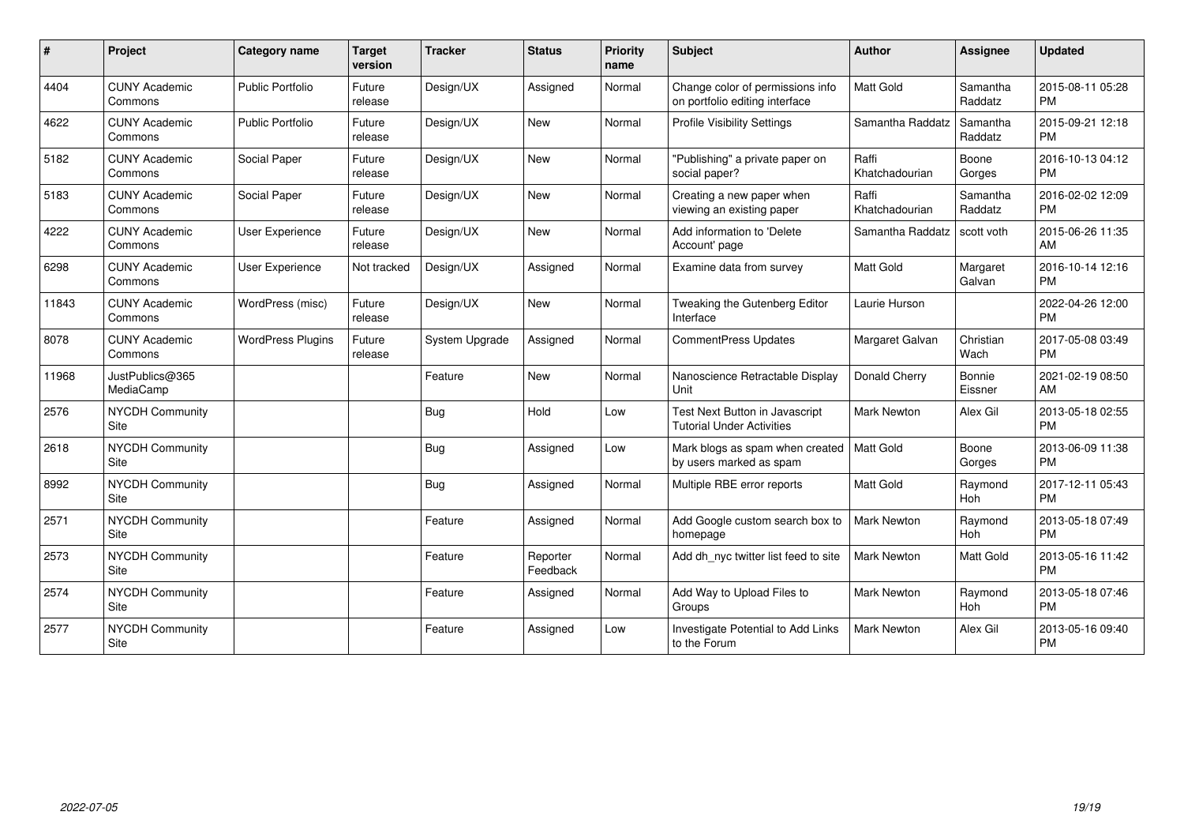| # | Project | Category name | Target version | Tracker | Status | Priority name | Subject | Author | Assignee | Updated |
|---|---|---|---|---|---|---|---|---|---|---|
| 4404 | CUNY Academic Commons | Public Portfolio | Future release | Design/UX | Assigned | Normal | Change color of permissions info on portfolio editing interface | Matt Gold | Samantha Raddatz | 2015-08-11 05:28 PM |
| 4622 | CUNY Academic Commons | Public Portfolio | Future release | Design/UX | New | Normal | Profile Visibility Settings | Samantha Raddatz | Samantha Raddatz | 2015-09-21 12:18 PM |
| 5182 | CUNY Academic Commons | Social Paper | Future release | Design/UX | New | Normal | "Publishing" a private paper on social paper? | Raffi Khatchadourian | Boone Gorges | 2016-10-13 04:12 PM |
| 5183 | CUNY Academic Commons | Social Paper | Future release | Design/UX | New | Normal | Creating a new paper when viewing an existing paper | Raffi Khatchadourian | Samantha Raddatz | 2016-02-02 12:09 PM |
| 4222 | CUNY Academic Commons | User Experience | Future release | Design/UX | New | Normal | Add information to 'Delete Account' page | Samantha Raddatz | scott voth | 2015-06-26 11:35 AM |
| 6298 | CUNY Academic Commons | User Experience | Not tracked | Design/UX | Assigned | Normal | Examine data from survey | Matt Gold | Margaret Galvan | 2016-10-14 12:16 PM |
| 11843 | CUNY Academic Commons | WordPress (misc) | Future release | Design/UX | New | Normal | Tweaking the Gutenberg Editor Interface | Laurie Hurson | | 2022-04-26 12:00 PM |
| 8078 | CUNY Academic Commons | WordPress Plugins | Future release | System Upgrade | Assigned | Normal | CommentPress Updates | Margaret Galvan | Christian Wach | 2017-05-08 03:49 PM |
| 11968 | JustPublics@365 MediaCamp | | | Feature | New | Normal | Nanoscience Retractable Display Unit | Donald Cherry | Bonnie Eissner | 2021-02-19 08:50 AM |
| 2576 | NYCDH Community Site | | | Bug | Hold | Low | Test Next Button in Javascript Tutorial Under Activities | Mark Newton | Alex Gil | 2013-05-18 02:55 PM |
| 2618 | NYCDH Community Site | | | Bug | Assigned | Low | Mark blogs as spam when created by users marked as spam | Matt Gold | Boone Gorges | 2013-06-09 11:38 PM |
| 8992 | NYCDH Community Site | | | Bug | Assigned | Normal | Multiple RBE error reports | Matt Gold | Raymond Hoh | 2017-12-11 05:43 PM |
| 2571 | NYCDH Community Site | | | Feature | Assigned | Normal | Add Google custom search box to homepage | Mark Newton | Raymond Hoh | 2013-05-18 07:49 PM |
| 2573 | NYCDH Community Site | | | Feature | Reporter Feedback | Normal | Add dh_nyc twitter list feed to site | Mark Newton | Matt Gold | 2013-05-16 11:42 PM |
| 2574 | NYCDH Community Site | | | Feature | Assigned | Normal | Add Way to Upload Files to Groups | Mark Newton | Raymond Hoh | 2013-05-18 07:46 PM |
| 2577 | NYCDH Community Site | | | Feature | Assigned | Low | Investigate Potential to Add Links to the Forum | Mark Newton | Alex Gil | 2013-05-16 09:40 PM |